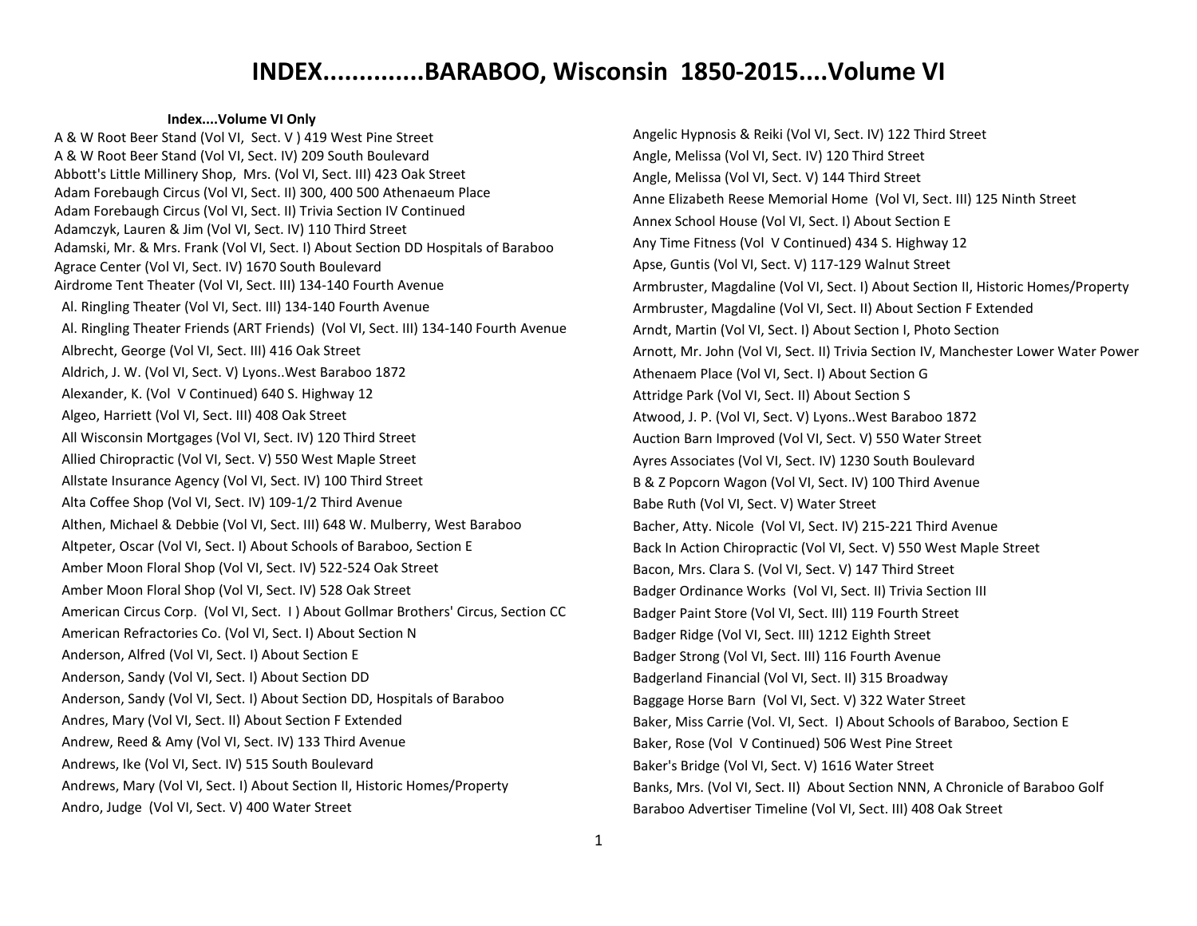# INDEX.............BARABOO, Wisconsin 1850-2015....Volume VI

**Index....Volume VI Only**

A & W Root Beer Stand (Vol VI, Sect. V ) 419 West Pine Street
A & W Root Beer Stand (Vol VI, Sect. IV) 209 South Boulevard
Abbott's Little Millinery Shop, Mrs. (Vol VI, Sect. III) 423 Oak Street
Adam Forebaugh Circus (Vol VI, Sect. II) 300, 400 500 Athenaeum Place
Adam Forebaugh Circus (Vol VI, Sect. II) Trivia Section IV Continued
Adamczyk, Lauren & Jim (Vol VI, Sect. IV) 110 Third Street
Adamski, Mr. & Mrs. Frank (Vol VI, Sect. I) About Section DD Hospitals of Baraboo
Agrace Center (Vol VI, Sect. IV) 1670 South Boulevard
Airdrome Tent Theater (Vol VI, Sect. III) 134-140 Fourth Avenue
Al. Ringling Theater (Vol VI, Sect. III) 134-140 Fourth Avenue
Al. Ringling Theater Friends (ART Friends) (Vol VI, Sect. III) 134-140 Fourth Avenue
Albrecht, George (Vol VI, Sect. III) 416 Oak Street
Aldrich, J. W. (Vol VI, Sect. V) Lyons..West Baraboo 1872
Alexander, K. (Vol V Continued) 640 S. Highway 12
Algeo, Harriett (Vol VI, Sect. III) 408 Oak Street
All Wisconsin Mortgages (Vol VI, Sect. IV) 120 Third Street
Allied Chiropractic (Vol VI, Sect. V) 550 West Maple Street
Allstate Insurance Agency (Vol VI, Sect. IV) 100 Third Street
Alta Coffee Shop (Vol VI, Sect. IV) 109-1/2 Third Avenue
Althen, Michael & Debbie (Vol VI, Sect. III) 648 W. Mulberry, West Baraboo
Altpeter, Oscar (Vol VI, Sect. I) About Schools of Baraboo, Section E
Amber Moon Floral Shop (Vol VI, Sect. IV) 522-524 Oak Street
Amber Moon Floral Shop (Vol VI, Sect. IV) 528 Oak Street
American Circus Corp. (Vol VI, Sect. I ) About Gollmar Brothers' Circus, Section CC
American Refractories Co. (Vol VI, Sect. I) About Section N
Anderson, Alfred (Vol VI, Sect. I) About Section E
Anderson, Sandy (Vol VI, Sect. I) About Section DD
Anderson, Sandy (Vol VI, Sect. I) About Section DD, Hospitals of Baraboo
Andres, Mary (Vol VI, Sect. II) About Section F Extended
Andrew, Reed & Amy (Vol VI, Sect. IV) 133 Third Avenue
Andrews, Ike (Vol VI, Sect. IV) 515 South Boulevard
Andrews, Mary (Vol VI, Sect. I) About Section II, Historic Homes/Property
Andro, Judge (Vol VI, Sect. V) 400 Water Street
Angelic Hypnosis & Reiki (Vol VI, Sect. IV) 122 Third Street
Angle, Melissa (Vol VI, Sect. IV) 120 Third Street
Angle, Melissa (Vol VI, Sect. V) 144 Third Street
Anne Elizabeth Reese Memorial Home (Vol VI, Sect. III) 125 Ninth Street
Annex School House (Vol VI, Sect. I) About Section E
Any Time Fitness (Vol V Continued) 434 S. Highway 12
Apse, Guntis (Vol VI, Sect. V) 117-129 Walnut Street
Armbruster, Magdaline (Vol VI, Sect. I) About Section II, Historic Homes/Property
Armbruster, Magdaline (Vol VI, Sect. II) About Section F Extended
Arndt, Martin (Vol VI, Sect. I) About Section I, Photo Section
Arnott, Mr. John (Vol VI, Sect. II) Trivia Section IV, Manchester Lower Water Power
Athenaem Place (Vol VI, Sect. I) About Section G
Attridge Park (Vol VI, Sect. II) About Section S
Atwood, J. P. (Vol VI, Sect. V) Lyons..West Baraboo 1872
Auction Barn Improved (Vol VI, Sect. V) 550 Water Street
Ayres Associates (Vol VI, Sect. IV) 1230 South Boulevard
B & Z Popcorn Wagon (Vol VI, Sect. IV) 100 Third Avenue
Babe Ruth (Vol VI, Sect. V) Water Street
Bacher, Atty. Nicole (Vol VI, Sect. IV) 215-221 Third Avenue
Back In Action Chiropractic (Vol VI, Sect. V) 550 West Maple Street
Bacon, Mrs. Clara S. (Vol VI, Sect. V) 147 Third Street
Badger Ordinance Works (Vol VI, Sect. II) Trivia Section III
Badger Paint Store (Vol VI, Sect. III) 119 Fourth Street
Badger Ridge (Vol VI, Sect. III) 1212 Eighth Street
Badger Strong (Vol VI, Sect. III) 116 Fourth Avenue
Badgerland Financial (Vol VI, Sect. II) 315 Broadway
Baggage Horse Barn (Vol VI, Sect. V) 322 Water Street
Baker, Miss Carrie (Vol. VI, Sect. I) About Schools of Baraboo, Section E
Baker, Rose (Vol V Continued) 506 West Pine Street
Baker's Bridge (Vol VI, Sect. V) 1616 Water Street
Banks, Mrs. (Vol VI, Sect. II) About Section NNN, A Chronicle of Baraboo Golf
Baraboo Advertiser Timeline (Vol VI, Sect. III) 408 Oak Street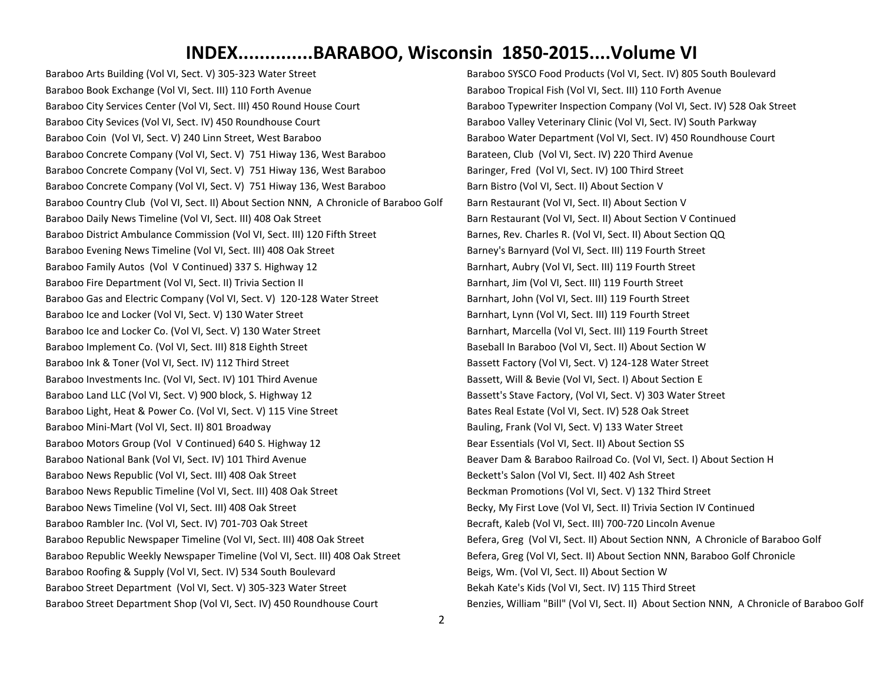# INDEX.............BARABOO, Wisconsin 1850-2015....Volume VI

Baraboo Arts Building (Vol VI, Sect. V) 305-323 Water Street
Baraboo Book Exchange (Vol VI, Sect. III) 110 Forth Avenue
Baraboo City Services Center (Vol VI, Sect. III) 450 Round House Court
Baraboo City Sevices (Vol VI, Sect. IV) 450 Roundhouse Court
Baraboo Coin (Vol VI, Sect. V) 240 Linn Street, West Baraboo
Baraboo Concrete Company (Vol VI, Sect. V) 751 Hiway 136, West Baraboo
Baraboo Concrete Company (Vol VI, Sect. V) 751 Hiway 136, West Baraboo
Baraboo Concrete Company (Vol VI, Sect. V) 751 Hiway 136, West Baraboo
Baraboo Country Club (Vol VI, Sect. II) About Section NNN, A Chronicle of Baraboo Golf
Baraboo Daily News Timeline (Vol VI, Sect. III) 408 Oak Street
Baraboo District Ambulance Commission (Vol VI, Sect. III) 120 Fifth Street
Baraboo Evening News Timeline (Vol VI, Sect. III) 408 Oak Street
Baraboo Family Autos (Vol V Continued) 337 S. Highway 12
Baraboo Fire Department (Vol VI, Sect. II) Trivia Section II
Baraboo Gas and Electric Company (Vol VI, Sect. V) 120-128 Water Street
Baraboo Ice and Locker (Vol VI, Sect. V) 130 Water Street
Baraboo Ice and Locker Co. (Vol VI, Sect. V) 130 Water Street
Baraboo Implement Co. (Vol VI, Sect. III) 818 Eighth Street
Baraboo Ink & Toner (Vol VI, Sect. IV) 112 Third Street
Baraboo Investments Inc. (Vol VI, Sect. IV) 101 Third Avenue
Baraboo Land LLC (Vol VI, Sect. V) 900 block, S. Highway 12
Baraboo Light, Heat & Power Co. (Vol VI, Sect. V) 115 Vine Street
Baraboo Mini-Mart (Vol VI, Sect. II) 801 Broadway
Baraboo Motors Group (Vol V Continued) 640 S. Highway 12
Baraboo National Bank (Vol VI, Sect. IV) 101 Third Avenue
Baraboo News Republic (Vol VI, Sect. III) 408 Oak Street
Baraboo News Republic Timeline (Vol VI, Sect. III) 408 Oak Street
Baraboo News Timeline (Vol VI, Sect. III) 408 Oak Street
Baraboo Rambler Inc. (Vol VI, Sect. IV) 701-703 Oak Street
Baraboo Republic Newspaper Timeline (Vol VI, Sect. III) 408 Oak Street
Baraboo Republic Weekly Newspaper Timeline (Vol VI, Sect. III) 408 Oak Street
Baraboo Roofing & Supply (Vol VI, Sect. IV) 534 South Boulevard
Baraboo Street Department (Vol VI, Sect. V) 305-323 Water Street
Baraboo Street Department Shop (Vol VI, Sect. IV) 450 Roundhouse Court
Baraboo SYSCO Food Products (Vol VI, Sect. IV) 805 South Boulevard
Baraboo Tropical Fish (Vol VI, Sect. III) 110 Forth Avenue
Baraboo Typewriter Inspection Company (Vol VI, Sect. IV) 528 Oak Street
Baraboo Valley Veterinary Clinic (Vol VI, Sect. IV) South Parkway
Baraboo Water Department (Vol VI, Sect. IV) 450 Roundhouse Court
Barateen, Club (Vol VI, Sect. IV) 220 Third Avenue
Baringer, Fred (Vol VI, Sect. IV) 100 Third Street
Barn Bistro (Vol VI, Sect. II) About Section V
Barn Restaurant (Vol VI, Sect. II) About Section V
Barn Restaurant (Vol VI, Sect. II) About Section V Continued
Barnes, Rev. Charles R. (Vol VI, Sect. II) About Section QQ
Barney's Barnyard (Vol VI, Sect. III) 119 Fourth Street
Barnhart, Aubry (Vol VI, Sect. III) 119 Fourth Street
Barnhart, Jim (Vol VI, Sect. III) 119 Fourth Street
Barnhart, John (Vol VI, Sect. III) 119 Fourth Street
Barnhart, Lynn (Vol VI, Sect. III) 119 Fourth Street
Barnhart, Marcella (Vol VI, Sect. III) 119 Fourth Street
Baseball In Baraboo (Vol VI, Sect. II) About Section W
Bassett Factory (Vol VI, Sect. V) 124-128 Water Street
Bassett, Will & Bevie (Vol VI, Sect. I) About Section E
Bassett's Stave Factory, (Vol VI, Sect. V) 303 Water Street
Bates Real Estate (Vol VI, Sect. IV) 528 Oak Street
Bauling, Frank (Vol VI, Sect. V) 133 Water Street
Bear Essentials (Vol VI, Sect. II) About Section SS
Beaver Dam & Baraboo Railroad Co. (Vol VI, Sect. I) About Section H
Beckett's Salon (Vol VI, Sect. II) 402 Ash Street
Beckman Promotions (Vol VI, Sect. V) 132 Third Street
Becky, My First Love (Vol VI, Sect. II) Trivia Section IV Continued
Becraft, Kaleb (Vol VI, Sect. III) 700-720 Lincoln Avenue
Befera, Greg (Vol VI, Sect. II) About Section NNN, A Chronicle of Baraboo Golf
Befera, Greg (Vol VI, Sect. II) About Section NNN, Baraboo Golf Chronicle
Beigs, Wm. (Vol VI, Sect. II) About Section W
Bekah Kate's Kids (Vol VI, Sect. IV) 115 Third Street
Benzies, William "Bill" (Vol VI, Sect. II) About Section NNN, A Chronicle of Baraboo Golf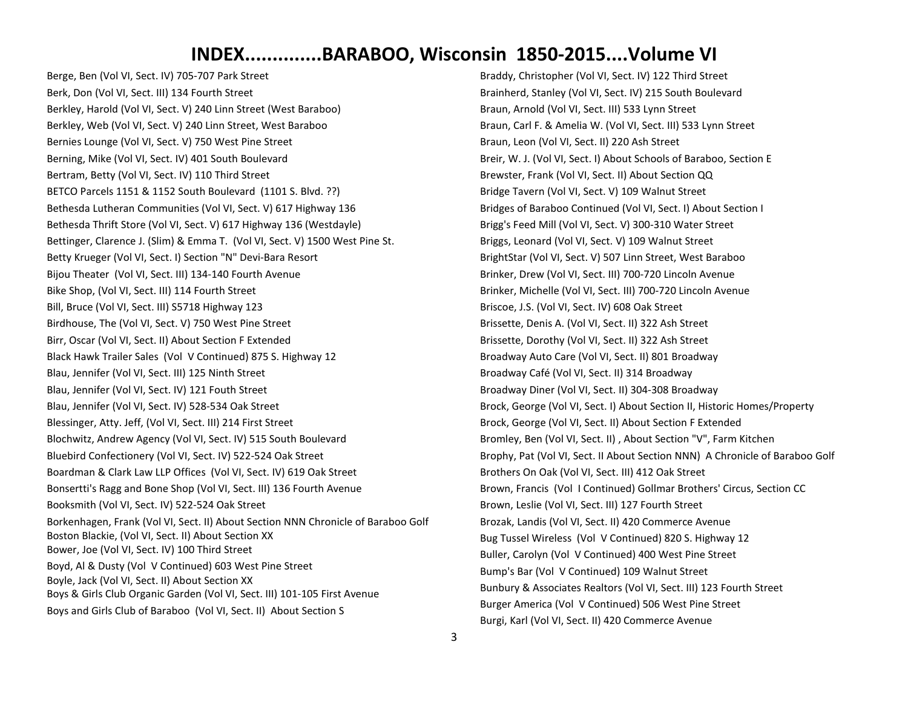# INDEX.............BARABOO, Wisconsin 1850-2015....Volume VI

Berge, Ben (Vol VI, Sect. IV) 705-707 Park Street

Berk, Don (Vol VI, Sect. III) 134 Fourth Street

Berkley, Harold (Vol VI, Sect. V) 240 Linn Street (West Baraboo)

Berkley, Web (Vol VI, Sect. V) 240 Linn Street, West Baraboo

Bernies Lounge (Vol VI, Sect. V) 750 West Pine Street

Berning, Mike (Vol VI, Sect. IV) 401 South Boulevard

Bertram, Betty (Vol VI, Sect. IV) 110 Third Street

BETCO Parcels 1151 & 1152 South Boulevard (1101 S. Blvd. ??)

Bethesda Lutheran Communities (Vol VI, Sect. V) 617 Highway 136

Bethesda Thrift Store (Vol VI, Sect. V) 617 Highway 136 (Westdayle)

Bettinger, Clarence J. (Slim) & Emma T. (Vol VI, Sect. V) 1500 West Pine St.

Betty Krueger (Vol VI, Sect. I) Section "N" Devi-Bara Resort

Bijou Theater (Vol VI, Sect. III) 134-140 Fourth Avenue

Bike Shop, (Vol VI, Sect. III) 114 Fourth Street

Bill, Bruce (Vol VI, Sect. III) S5718 Highway 123

Birdhouse, The (Vol VI, Sect. V) 750 West Pine Street

Birr, Oscar (Vol VI, Sect. II) About Section F Extended

Black Hawk Trailer Sales (Vol V Continued) 875 S. Highway 12

Blau, Jennifer (Vol VI, Sect. III) 125 Ninth Street

Blau, Jennifer (Vol VI, Sect. IV) 121 Fouth Street

Blau, Jennifer (Vol VI, Sect. IV) 528-534 Oak Street

Blessinger, Atty. Jeff, (Vol VI, Sect. III) 214 First Street

Blochwitz, Andrew Agency (Vol VI, Sect. IV) 515 South Boulevard

Bluebird Confectionery (Vol VI, Sect. IV) 522-524 Oak Street

Boardman & Clark Law LLP Offices (Vol VI, Sect. IV) 619 Oak Street

Bonsertti's Ragg and Bone Shop (Vol VI, Sect. III) 136 Fourth Avenue

Booksmith (Vol VI, Sect. IV) 522-524 Oak Street

Borkenhagen, Frank (Vol VI, Sect. II) About Section NNN Chronicle of Baraboo Golf

Boston Blackie, (Vol VI, Sect. II) About Section XX

Bower, Joe (Vol VI, Sect. IV) 100 Third Street

Boyd, Al & Dusty (Vol V Continued) 603 West Pine Street

Boyle, Jack (Vol VI, Sect. II) About Section XX

Boys & Girls Club Organic Garden (Vol VI, Sect. III) 101-105 First Avenue

Boys and Girls Club of Baraboo (Vol VI, Sect. II) About Section S

Braddy, Christopher (Vol VI, Sect. IV) 122 Third Street

Brainherd, Stanley (Vol VI, Sect. IV) 215 South Boulevard

Braun, Arnold (Vol VI, Sect. III) 533 Lynn Street

Braun, Carl F. & Amelia W. (Vol VI, Sect. III) 533 Lynn Street

Braun, Leon (Vol VI, Sect. II) 220 Ash Street

Breir, W. J. (Vol VI, Sect. I) About Schools of Baraboo, Section E

Brewster, Frank (Vol VI, Sect. II) About Section QQ

Bridge Tavern (Vol VI, Sect. V) 109 Walnut Street

Bridges of Baraboo Continued (Vol VI, Sect. I) About Section I

Brigg's Feed Mill (Vol VI, Sect. V) 300-310 Water Street

Briggs, Leonard (Vol VI, Sect. V) 109 Walnut Street

BrightStar (Vol VI, Sect. V) 507 Linn Street, West Baraboo

Brinker, Drew (Vol VI, Sect. III) 700-720 Lincoln Avenue

Brinker, Michelle (Vol VI, Sect. III) 700-720 Lincoln Avenue

Briscoe, J.S. (Vol VI, Sect. IV) 608 Oak Street

Brissette, Denis A. (Vol VI, Sect. II) 322 Ash Street

Brissette, Dorothy (Vol VI, Sect. II) 322 Ash Street

Broadway Auto Care (Vol VI, Sect. II) 801 Broadway

Broadway Café (Vol VI, Sect. II) 314 Broadway

Broadway Diner (Vol VI, Sect. II) 304-308 Broadway

Brock, George (Vol VI, Sect. I) About Section II, Historic Homes/Property

Brock, George (Vol VI, Sect. II) About Section F Extended

Bromley, Ben (Vol VI, Sect. II) , About Section "V", Farm Kitchen

Brophy, Pat (Vol VI, Sect. II About Section NNN) A Chronicle of Baraboo Golf

Brothers On Oak (Vol VI, Sect. III) 412 Oak Street

Brown, Francis (Vol I Continued) Gollmar Brothers' Circus, Section CC

Brown, Leslie (Vol VI, Sect. III) 127 Fourth Street

Brozak, Landis (Vol VI, Sect. II) 420 Commerce Avenue

Bug Tussel Wireless (Vol V Continued) 820 S. Highway 12

Buller, Carolyn (Vol V Continued) 400 West Pine Street

Bump's Bar (Vol V Continued) 109 Walnut Street

Bunbury & Associates Realtors (Vol VI, Sect. III) 123 Fourth Street

Burger America (Vol V Continued) 506 West Pine Street

Burgi, Karl (Vol VI, Sect. II) 420 Commerce Avenue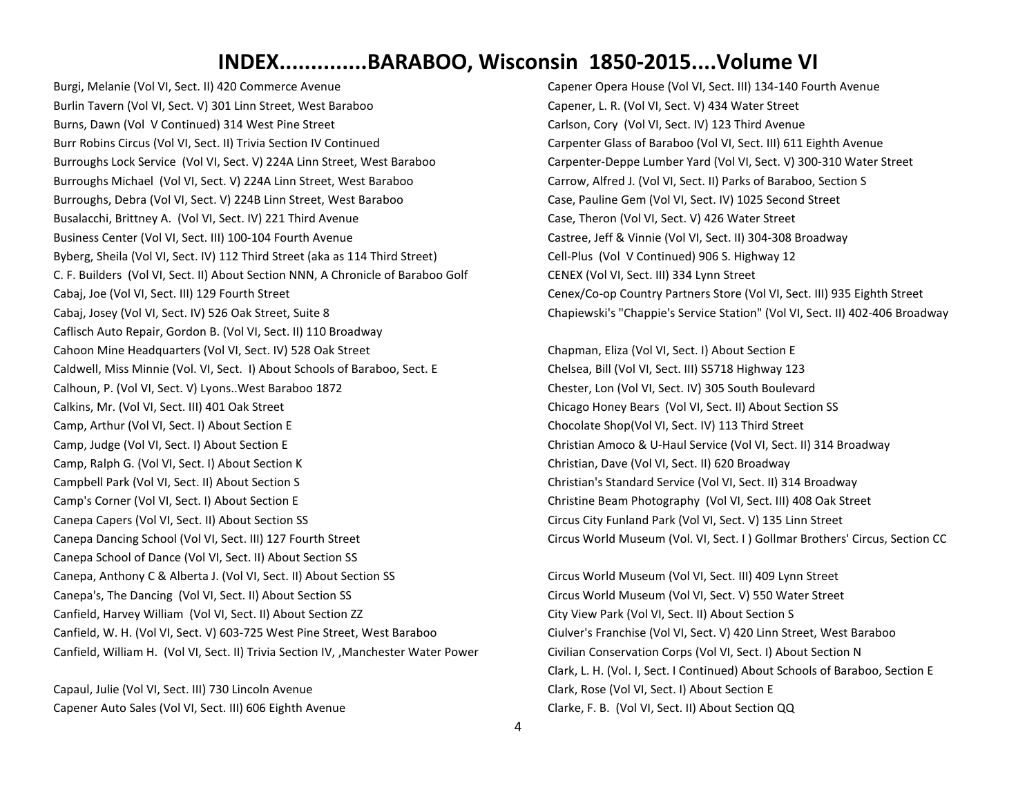# INDEX.............BARABOO, Wisconsin 1850-2015....Volume VI

Burgi, Melanie (Vol VI, Sect. II) 420 Commerce Avenue
Burlin Tavern (Vol VI, Sect. V) 301 Linn Street, West Baraboo
Burns, Dawn (Vol V Continued) 314 West Pine Street
Burr Robins Circus (Vol VI, Sect. II) Trivia Section IV Continued
Burroughs Lock Service (Vol VI, Sect. V) 224A Linn Street, West Baraboo
Burroughs Michael (Vol VI, Sect. V) 224A Linn Street, West Baraboo
Burroughs, Debra (Vol VI, Sect. V) 224B Linn Street, West Baraboo
Busalacchi, Brittney A. (Vol VI, Sect. IV) 221 Third Avenue
Business Center (Vol VI, Sect. III) 100-104 Fourth Avenue
Byberg, Sheila (Vol VI, Sect. IV) 112 Third Street (aka as 114 Third Street)
C. F. Builders (Vol VI, Sect. II) About Section NNN, A Chronicle of Baraboo Golf
Cabaj, Joe (Vol VI, Sect. III) 129 Fourth Street
Cabaj, Josey (Vol VI, Sect. IV) 526 Oak Street, Suite 8
Caflisch Auto Repair, Gordon B. (Vol VI, Sect. II) 110 Broadway
Cahoon Mine Headquarters (Vol VI, Sect. IV) 528 Oak Street
Caldwell, Miss Minnie (Vol. VI, Sect. I) About Schools of Baraboo, Sect. E
Calhoun, P. (Vol VI, Sect. V) Lyons..West Baraboo 1872
Calkins, Mr. (Vol VI, Sect. III) 401 Oak Street
Camp, Arthur (Vol VI, Sect. I) About Section E
Camp, Judge (Vol VI, Sect. I) About Section E
Camp, Ralph G. (Vol VI, Sect. I) About Section K
Campbell Park (Vol VI, Sect. II) About Section S
Camp's Corner (Vol VI, Sect. I) About Section E
Canepa Capers (Vol VI, Sect. II) About Section SS
Canepa Dancing School (Vol VI, Sect. III) 127 Fourth Street
Canepa School of Dance (Vol VI, Sect. II) About Section SS
Canepa, Anthony C & Alberta J. (Vol VI, Sect. II) About Section SS
Canepa's, The Dancing (Vol VI, Sect. II) About Section SS
Canfield, Harvey William (Vol VI, Sect. II) About Section ZZ
Canfield, W. H. (Vol VI, Sect. V) 603-725 West Pine Street, West Baraboo
Canfield, William H. (Vol VI, Sect. II) Trivia Section IV, ,Manchester Water Power

Capaul, Julie (Vol VI, Sect. III) 730 Lincoln Avenue
Capener Auto Sales (Vol VI, Sect. III) 606 Eighth Avenue
Capener Opera House (Vol VI, Sect. III) 134-140 Fourth Avenue
Capener, L. R. (Vol VI, Sect. V) 434 Water Street
Carlson, Cory (Vol VI, Sect. IV) 123 Third Avenue
Carpenter Glass of Baraboo (Vol VI, Sect. III) 611 Eighth Avenue
Carpenter-Deppe Lumber Yard (Vol VI, Sect. V) 300-310 Water Street
Carrow, Alfred J. (Vol VI, Sect. II) Parks of Baraboo, Section S
Case, Pauline Gem (Vol VI, Sect. IV) 1025 Second Street
Case, Theron (Vol VI, Sect. V) 426 Water Street
Castree, Jeff & Vinnie (Vol VI, Sect. II) 304-308 Broadway
Cell-Plus (Vol V Continued) 906 S. Highway 12
CENEX (Vol VI, Sect. III) 334 Lynn Street
Cenex/Co-op Country Partners Store (Vol VI, Sect. III) 935 Eighth Street
Chapiewski's "Chappie's Service Station" (Vol VI, Sect. II) 402-406 Broadway

Chapman, Eliza (Vol VI, Sect. I) About Section E
Chelsea, Bill (Vol VI, Sect. III) S5718 Highway 123
Chester, Lon (Vol VI, Sect. IV) 305 South Boulevard
Chicago Honey Bears (Vol VI, Sect. II) About Section SS
Chocolate Shop(Vol VI, Sect. IV) 113 Third Street
Christian Amoco & U-Haul Service (Vol VI, Sect. II) 314 Broadway
Christian, Dave (Vol VI, Sect. II) 620 Broadway
Christian's Standard Service (Vol VI, Sect. II) 314 Broadway
Christine Beam Photography (Vol VI, Sect. III) 408 Oak Street
Circus City Funland Park (Vol VI, Sect. V) 135 Linn Street
Circus World Museum (Vol. VI, Sect. I ) Gollmar Brothers' Circus, Section CC

Circus World Museum (Vol VI, Sect. III) 409 Lynn Street
Circus World Museum (Vol VI, Sect. V) 550 Water Street
City View Park (Vol VI, Sect. II) About Section S
Ciulver's Franchise (Vol VI, Sect. V) 420 Linn Street, West Baraboo
Civilian Conservation Corps (Vol VI, Sect. I) About Section N
Clark, L. H. (Vol. I, Sect. I Continued) About Schools of Baraboo, Section E
Clark, Rose (Vol VI, Sect. I) About Section E
Clarke, F. B. (Vol VI, Sect. II) About Section QQ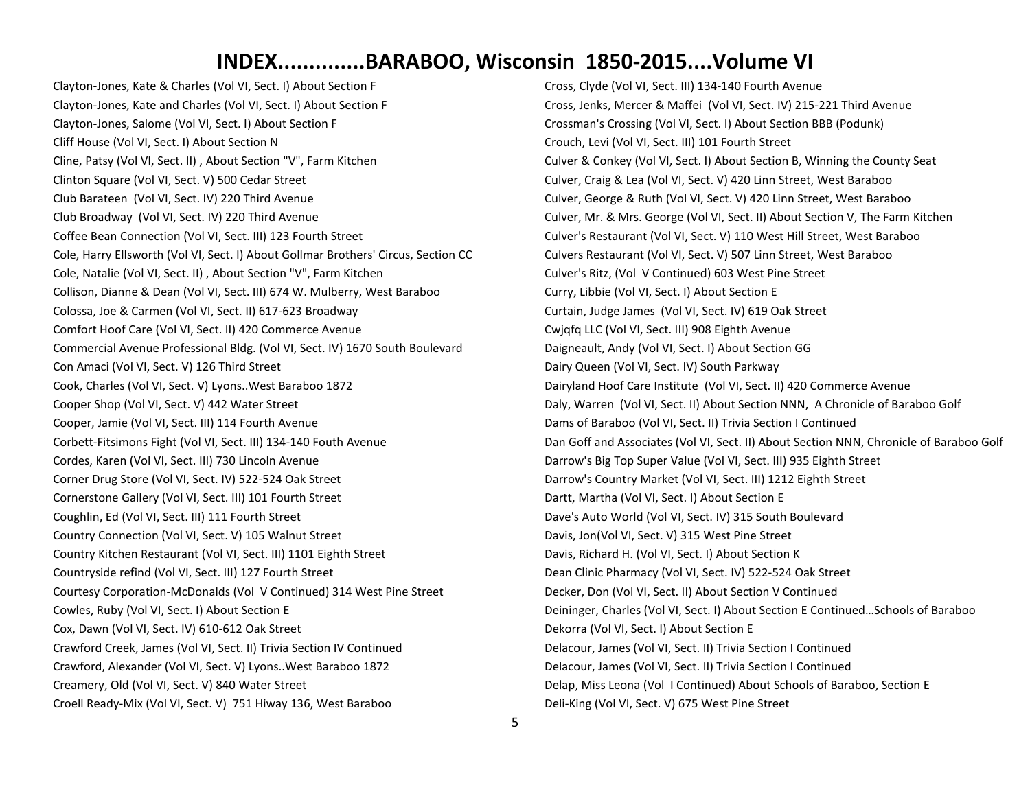# INDEX.............BARABOO, Wisconsin 1850-2015....Volume VI

Clayton-Jones, Kate & Charles (Vol VI, Sect. I) About Section F
Clayton-Jones, Kate and Charles (Vol VI, Sect. I) About Section F
Clayton-Jones, Salome (Vol VI, Sect. I) About Section F
Cliff House (Vol VI, Sect. I) About Section N
Cline, Patsy (Vol VI, Sect. II) , About Section "V", Farm Kitchen
Clinton Square (Vol VI, Sect. V) 500 Cedar Street
Club Barateen (Vol VI, Sect. IV) 220 Third Avenue
Club Broadway (Vol VI, Sect. IV) 220 Third Avenue
Coffee Bean Connection (Vol VI, Sect. III) 123 Fourth Street
Cole, Harry Ellsworth (Vol VI, Sect. I) About Gollmar Brothers' Circus, Section CC
Cole, Natalie (Vol VI, Sect. II) , About Section "V", Farm Kitchen
Collison, Dianne & Dean (Vol VI, Sect. III) 674 W. Mulberry, West Baraboo
Colossa, Joe & Carmen (Vol VI, Sect. II) 617-623 Broadway
Comfort Hoof Care (Vol VI, Sect. II) 420 Commerce Avenue
Commercial Avenue Professional Bldg. (Vol VI, Sect. IV) 1670 South Boulevard
Con Amaci (Vol VI, Sect. V) 126 Third Street
Cook, Charles (Vol VI, Sect. V) Lyons..West Baraboo 1872
Cooper Shop (Vol VI, Sect. V) 442 Water Street
Cooper, Jamie (Vol VI, Sect. III) 114 Fourth Avenue
Corbett-Fitsimons Fight (Vol VI, Sect. III) 134-140 Fouth Avenue
Cordes, Karen (Vol VI, Sect. III) 730 Lincoln Avenue
Corner Drug Store (Vol VI, Sect. IV) 522-524 Oak Street
Cornerstone Gallery (Vol VI, Sect. III) 101 Fourth Street
Coughlin, Ed (Vol VI, Sect. III) 111 Fourth Street
Country Connection (Vol VI, Sect. V) 105 Walnut Street
Country Kitchen Restaurant (Vol VI, Sect. III) 1101 Eighth Street
Countryside refind (Vol VI, Sect. III) 127 Fourth Street
Courtesy Corporation-McDonalds (Vol V Continued) 314 West Pine Street
Cowles, Ruby (Vol VI, Sect. I) About Section E
Cox, Dawn (Vol VI, Sect. IV) 610-612 Oak Street
Crawford Creek, James (Vol VI, Sect. II) Trivia Section IV Continued
Crawford, Alexander (Vol VI, Sect. V) Lyons..West Baraboo 1872
Creamery, Old (Vol VI, Sect. V) 840 Water Street
Croell Ready-Mix (Vol VI, Sect. V) 751 Hiway 136, West Baraboo
Cross, Clyde (Vol VI, Sect. III) 134-140 Fourth Avenue
Cross, Jenks, Mercer & Maffei (Vol VI, Sect. IV) 215-221 Third Avenue
Crossman's Crossing (Vol VI, Sect. I) About Section BBB (Podunk)
Crouch, Levi (Vol VI, Sect. III) 101 Fourth Street
Culver & Conkey (Vol VI, Sect. I) About Section B, Winning the County Seat
Culver, Craig & Lea (Vol VI, Sect. V) 420 Linn Street, West Baraboo
Culver, George & Ruth (Vol VI, Sect. V) 420 Linn Street, West Baraboo
Culver, Mr. & Mrs. George (Vol VI, Sect. II) About Section V, The Farm Kitchen
Culver's Restaurant (Vol VI, Sect. V) 110 West Hill Street, West Baraboo
Culvers Restaurant (Vol VI, Sect. V) 507 Linn Street, West Baraboo
Culver's Ritz, (Vol V Continued) 603 West Pine Street
Curry, Libbie (Vol VI, Sect. I) About Section E
Curtain, Judge James (Vol VI, Sect. IV) 619 Oak Street
Cwjqfq LLC (Vol VI, Sect. III) 908 Eighth Avenue
Daigneault, Andy (Vol VI, Sect. I) About Section GG
Dairy Queen (Vol VI, Sect. IV) South Parkway
Dairyland Hoof Care Institute (Vol VI, Sect. II) 420 Commerce Avenue
Daly, Warren (Vol VI, Sect. II) About Section NNN, A Chronicle of Baraboo Golf
Dams of Baraboo (Vol VI, Sect. II) Trivia Section I Continued
Dan Goff and Associates (Vol VI, Sect. II) About Section NNN, Chronicle of Baraboo Golf
Darrow's Big Top Super Value (Vol VI, Sect. III) 935 Eighth Street
Darrow's Country Market (Vol VI, Sect. III) 1212 Eighth Street
Dartt, Martha (Vol VI, Sect. I) About Section E
Dave's Auto World (Vol VI, Sect. IV) 315 South Boulevard
Davis, Jon(Vol VI, Sect. V) 315 West Pine Street
Davis, Richard H. (Vol VI, Sect. I) About Section K
Dean Clinic Pharmacy (Vol VI, Sect. IV) 522-524 Oak Street
Decker, Don (Vol VI, Sect. II) About Section V Continued
Deininger, Charles (Vol VI, Sect. I) About Section E Continued…Schools of Baraboo
Dekorra (Vol VI, Sect. I) About Section E
Delacour, James (Vol VI, Sect. II) Trivia Section I Continued
Delacour, James (Vol VI, Sect. II) Trivia Section I Continued
Delap, Miss Leona (Vol I Continued) About Schools of Baraboo, Section E
Deli-King (Vol VI, Sect. V) 675 West Pine Street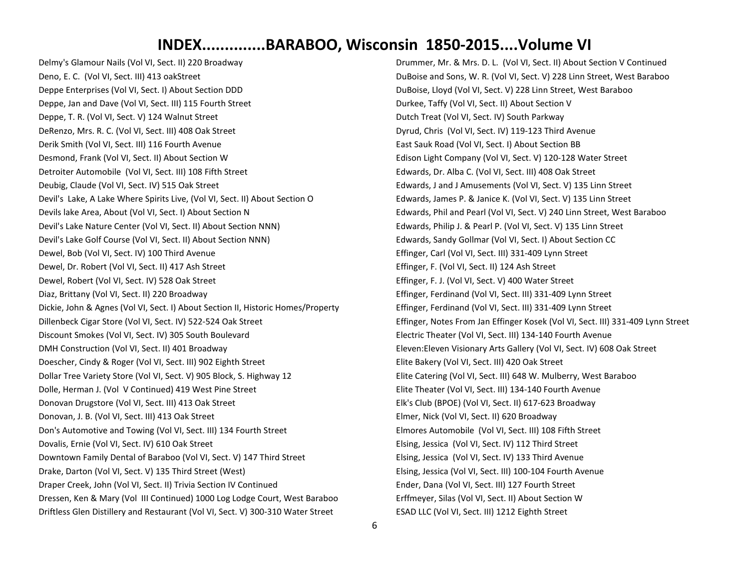# INDEX.............BARABOO, Wisconsin 1850-2015....Volume VI

Delmy's Glamour Nails (Vol VI, Sect. II) 220 Broadway
Deno, E. C. (Vol VI, Sect. III) 413 oakStreet
Deppe Enterprises (Vol VI, Sect. I) About Section DDD
Deppe, Jan and Dave (Vol VI, Sect. III) 115 Fourth Street
Deppe, T. R. (Vol VI, Sect. V) 124 Walnut Street
DeRenzo, Mrs. R. C. (Vol VI, Sect. III) 408 Oak Street
Derik Smith (Vol VI, Sect. III) 116 Fourth Avenue
Desmond, Frank (Vol VI, Sect. II) About Section W
Detroiter Automobile (Vol VI, Sect. III) 108 Fifth Street
Deubig, Claude (Vol VI, Sect. IV) 515 Oak Street
Devil's Lake, A Lake Where Spirits Live, (Vol VI, Sect. II) About Section O
Devils lake Area, About (Vol VI, Sect. I) About Section N
Devil's Lake Nature Center (Vol VI, Sect. II) About Section NNN)
Devil's Lake Golf Course (Vol VI, Sect. II) About Section NNN)
Dewel, Bob (Vol VI, Sect. IV) 100 Third Avenue
Dewel, Dr. Robert (Vol VI, Sect. II) 417 Ash Street
Dewel, Robert (Vol VI, Sect. IV) 528 Oak Street
Diaz, Brittany (Vol VI, Sect. II) 220 Broadway
Dickie, John & Agnes (Vol VI, Sect. I) About Section II, Historic Homes/Property
Dillenbeck Cigar Store (Vol VI, Sect. IV) 522-524 Oak Street
Discount Smokes (Vol VI, Sect. IV) 305 South Boulevard
DMH Construction (Vol VI, Sect. II) 401 Broadway
Doescher, Cindy & Roger (Vol VI, Sect. III) 902 Eighth Street
Dollar Tree Variety Store (Vol VI, Sect. V) 905 Block, S. Highway 12
Dolle, Herman J. (Vol V Continued) 419 West Pine Street
Donovan Drugstore (Vol VI, Sect. III) 413 Oak Street
Donovan, J. B. (Vol VI, Sect. III) 413 Oak Street
Don's Automotive and Towing (Vol VI, Sect. III) 134 Fourth Street
Dovalis, Ernie (Vol VI, Sect. IV) 610 Oak Street
Downtown Family Dental of Baraboo (Vol VI, Sect. V) 147 Third Street
Drake, Darton (Vol VI, Sect. V) 135 Third Street (West)
Draper Creek, John (Vol VI, Sect. II) Trivia Section IV Continued
Dressen, Ken & Mary (Vol III Continued) 1000 Log Lodge Court, West Baraboo
Driftless Glen Distillery and Restaurant (Vol VI, Sect. V) 300-310 Water Street
Drummer, Mr. & Mrs. D. L. (Vol VI, Sect. II) About Section V Continued
DuBoise and Sons, W. R. (Vol VI, Sect. V) 228 Linn Street, West Baraboo
DuBoise, Lloyd (Vol VI, Sect. V) 228 Linn Street, West Baraboo
Durkee, Taffy (Vol VI, Sect. II) About Section V
Dutch Treat (Vol VI, Sect. IV) South Parkway
Dyrud, Chris (Vol VI, Sect. IV) 119-123 Third Avenue
East Sauk Road (Vol VI, Sect. I) About Section BB
Edison Light Company (Vol VI, Sect. V) 120-128 Water Street
Edwards, Dr. Alba C. (Vol VI, Sect. III) 408 Oak Street
Edwards, J and J Amusements (Vol VI, Sect. V) 135 Linn Street
Edwards, James P. & Janice K. (Vol VI, Sect. V) 135 Linn Street
Edwards, Phil and Pearl (Vol VI, Sect. V) 240 Linn Street, West Baraboo
Edwards, Philip J. & Pearl P. (Vol VI, Sect. V) 135 Linn Street
Edwards, Sandy Gollmar (Vol VI, Sect. I) About Section CC
Effinger, Carl (Vol VI, Sect. III) 331-409 Lynn Street
Effinger, F. (Vol VI, Sect. II) 124 Ash Street
Effinger, F. J. (Vol VI, Sect. V) 400 Water Street
Effinger, Ferdinand (Vol VI, Sect. III) 331-409 Lynn Street
Effinger, Ferdinand (Vol VI, Sect. III) 331-409 Lynn Street
Effinger, Notes From Jan Effinger Kosek (Vol VI, Sect. III) 331-409 Lynn Street
Electric Theater (Vol VI, Sect. III) 134-140 Fourth Avenue
Eleven:Eleven Visionary Arts Gallery (Vol VI, Sect. IV) 608 Oak Street
Elite Bakery (Vol VI, Sect. III) 420 Oak Street
Elite Catering (Vol VI, Sect. III) 648 W. Mulberry, West Baraboo
Elite Theater (Vol VI, Sect. III) 134-140 Fourth Avenue
Elk's Club (BPOE) (Vol VI, Sect. II) 617-623 Broadway
Elmer, Nick (Vol VI, Sect. II) 620 Broadway
Elmores Automobile (Vol VI, Sect. III) 108 Fifth Street
Elsing, Jessica (Vol VI, Sect. IV) 112 Third Street
Elsing, Jessica (Vol VI, Sect. IV) 133 Third Avenue
Elsing, Jessica (Vol VI, Sect. III) 100-104 Fourth Avenue
Ender, Dana (Vol VI, Sect. III) 127 Fourth Street
Erffmeyer, Silas (Vol VI, Sect. II) About Section W
ESAD LLC (Vol VI, Sect. III) 1212 Eighth Street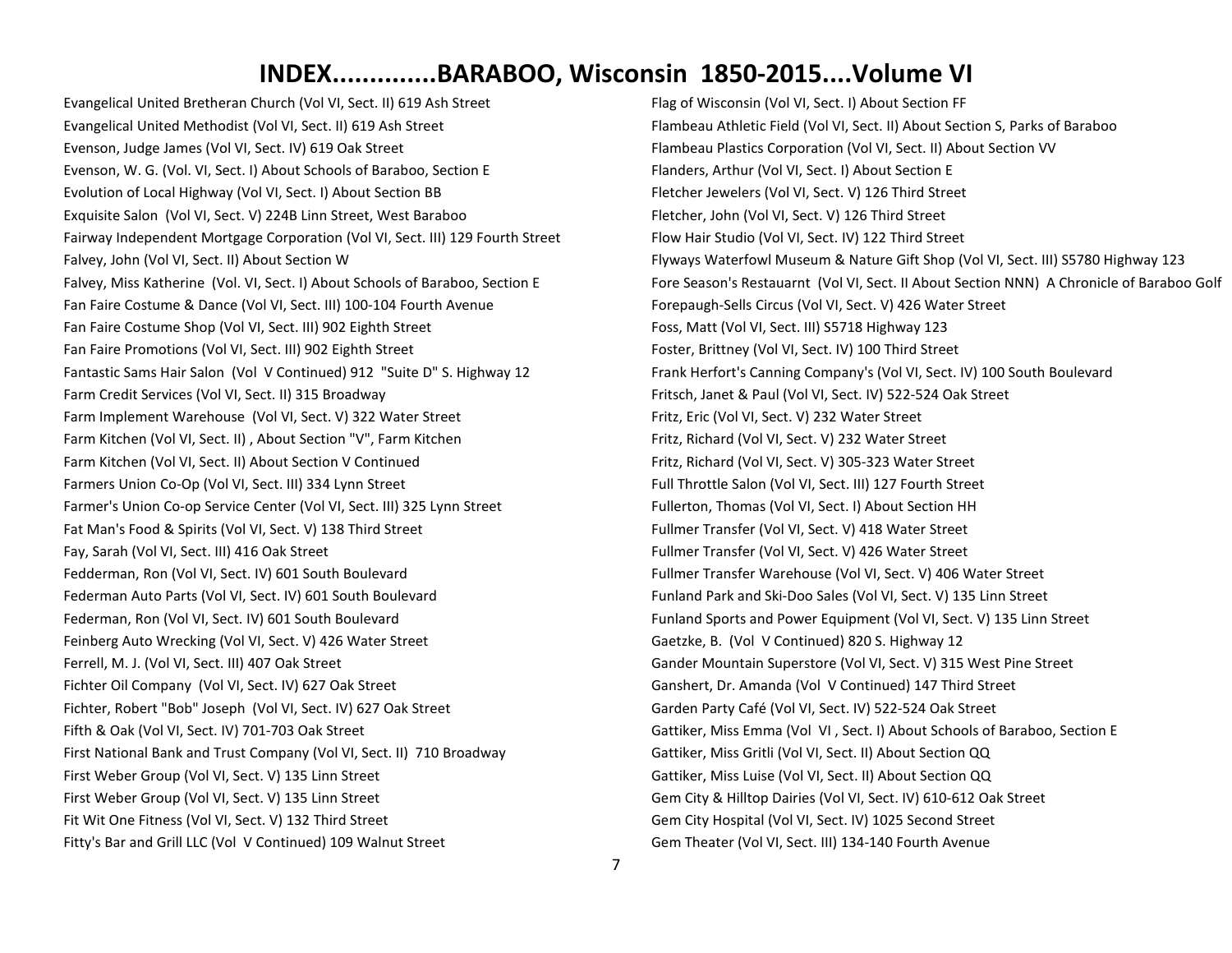# INDEX.............BARABOO, Wisconsin 1850-2015....Volume VI

Evangelical United Bretheran Church (Vol VI, Sect. II) 619 Ash Street
Evangelical United Methodist (Vol VI, Sect. II) 619 Ash Street
Evenson, Judge James (Vol VI, Sect. IV) 619 Oak Street
Evenson, W. G. (Vol. VI, Sect. I) About Schools of Baraboo, Section E
Evolution of Local Highway (Vol VI, Sect. I) About Section BB
Exquisite Salon (Vol VI, Sect. V) 224B Linn Street, West Baraboo
Fairway Independent Mortgage Corporation (Vol VI, Sect. III) 129 Fourth Street
Falvey, John (Vol VI, Sect. II) About Section W
Falvey, Miss Katherine (Vol. VI, Sect. I) About Schools of Baraboo, Section E
Fan Faire Costume & Dance (Vol VI, Sect. III) 100-104 Fourth Avenue
Fan Faire Costume Shop (Vol VI, Sect. III) 902 Eighth Street
Fan Faire Promotions (Vol VI, Sect. III) 902 Eighth Street
Fantastic Sams Hair Salon (Vol V Continued) 912 "Suite D" S. Highway 12
Farm Credit Services (Vol VI, Sect. II) 315 Broadway
Farm Implement Warehouse (Vol VI, Sect. V) 322 Water Street
Farm Kitchen (Vol VI, Sect. II) , About Section "V", Farm Kitchen
Farm Kitchen (Vol VI, Sect. II) About Section V Continued
Farmers Union Co-Op (Vol VI, Sect. III) 334 Lynn Street
Farmer's Union Co-op Service Center (Vol VI, Sect. III) 325 Lynn Street
Fat Man's Food & Spirits (Vol VI, Sect. V) 138 Third Street
Fay, Sarah (Vol VI, Sect. III) 416 Oak Street
Fedderman, Ron (Vol VI, Sect. IV) 601 South Boulevard
Federman Auto Parts (Vol VI, Sect. IV) 601 South Boulevard
Federman, Ron (Vol VI, Sect. IV) 601 South Boulevard
Feinberg Auto Wrecking (Vol VI, Sect. V) 426 Water Street
Ferrell, M. J. (Vol VI, Sect. III) 407 Oak Street
Fichter Oil Company (Vol VI, Sect. IV) 627 Oak Street
Fichter, Robert "Bob" Joseph (Vol VI, Sect. IV) 627 Oak Street
Fifth & Oak (Vol VI, Sect. IV) 701-703 Oak Street
First National Bank and Trust Company (Vol VI, Sect. II) 710 Broadway
First Weber Group (Vol VI, Sect. V) 135 Linn Street
First Weber Group (Vol VI, Sect. V) 135 Linn Street
Fit Wit One Fitness (Vol VI, Sect. V) 132 Third Street
Fitty's Bar and Grill LLC (Vol V Continued) 109 Walnut Street
Flag of Wisconsin (Vol VI, Sect. I) About Section FF
Flambeau Athletic Field (Vol VI, Sect. II) About Section S, Parks of Baraboo
Flambeau Plastics Corporation (Vol VI, Sect. II) About Section VV
Flanders, Arthur (Vol VI, Sect. I) About Section E
Fletcher Jewelers (Vol VI, Sect. V) 126 Third Street
Fletcher, John (Vol VI, Sect. V) 126 Third Street
Flow Hair Studio (Vol VI, Sect. IV) 122 Third Street
Flyways Waterfowl Museum & Nature Gift Shop (Vol VI, Sect. III) S5780 Highway 123
Fore Season's Restauarnt (Vol VI, Sect. II About Section NNN) A Chronicle of Baraboo Golf
Forepaugh-Sells Circus (Vol VI, Sect. V) 426 Water Street
Foss, Matt (Vol VI, Sect. III) S5718 Highway 123
Foster, Brittney (Vol VI, Sect. IV) 100 Third Street
Frank Herfort's Canning Company's (Vol VI, Sect. IV) 100 South Boulevard
Fritsch, Janet & Paul (Vol VI, Sect. IV) 522-524 Oak Street
Fritz, Eric (Vol VI, Sect. V) 232 Water Street
Fritz, Richard (Vol VI, Sect. V) 232 Water Street
Fritz, Richard (Vol VI, Sect. V) 305-323 Water Street
Full Throttle Salon (Vol VI, Sect. III) 127 Fourth Street
Fullerton, Thomas (Vol VI, Sect. I) About Section HH
Fullmer Transfer (Vol VI, Sect. V) 418 Water Street
Fullmer Transfer (Vol VI, Sect. V) 426 Water Street
Fullmer Transfer Warehouse (Vol VI, Sect. V) 406 Water Street
Funland Park and Ski-Doo Sales (Vol VI, Sect. V) 135 Linn Street
Funland Sports and Power Equipment (Vol VI, Sect. V) 135 Linn Street
Gaetzke, B. (Vol V Continued) 820 S. Highway 12
Gander Mountain Superstore (Vol VI, Sect. V) 315 West Pine Street
Ganshert, Dr. Amanda (Vol V Continued) 147 Third Street
Garden Party Café (Vol VI, Sect. IV) 522-524 Oak Street
Gattiker, Miss Emma (Vol VI , Sect. I) About Schools of Baraboo, Section E
Gattiker, Miss Gritli (Vol VI, Sect. II) About Section QQ
Gattiker, Miss Luise (Vol VI, Sect. II) About Section QQ
Gem City & Hilltop Dairies (Vol VI, Sect. IV) 610-612 Oak Street
Gem City Hospital (Vol VI, Sect. IV) 1025 Second Street
Gem Theater (Vol VI, Sect. III) 134-140 Fourth Avenue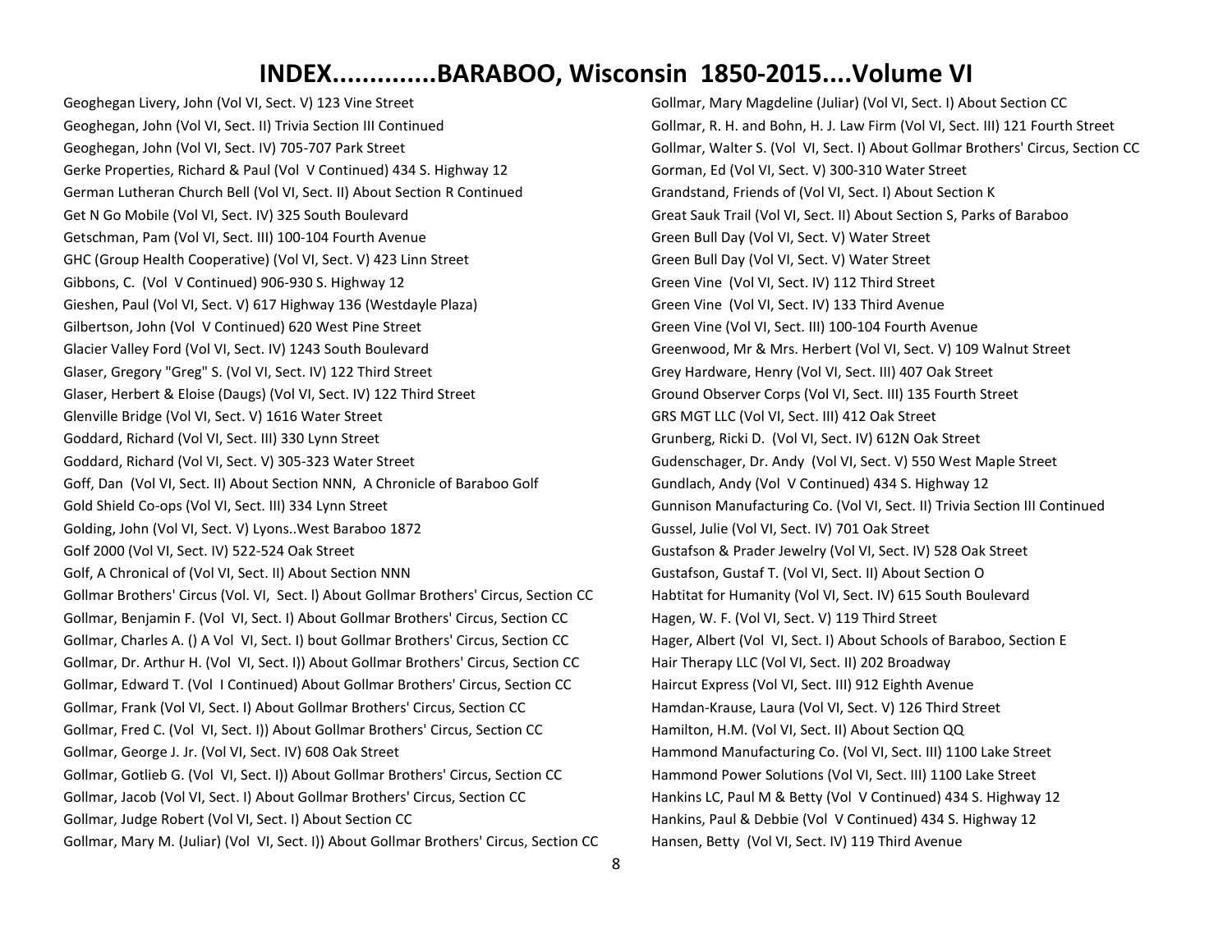# INDEX.............BARABOO, Wisconsin 1850-2015....Volume VI

Geoghegan Livery, John (Vol VI, Sect. V) 123 Vine Street
Geoghegan, John (Vol VI, Sect. II) Trivia Section III Continued
Geoghegan, John (Vol VI, Sect. IV) 705-707 Park Street
Gerke Properties, Richard & Paul (Vol V Continued) 434 S. Highway 12
German Lutheran Church Bell (Vol VI, Sect. II) About Section R Continued
Get N Go Mobile (Vol VI, Sect. IV) 325 South Boulevard
Getschman, Pam (Vol VI, Sect. III) 100-104 Fourth Avenue
GHC (Group Health Cooperative) (Vol VI, Sect. V) 423 Linn Street
Gibbons, C. (Vol V Continued) 906-930 S. Highway 12
Gieshen, Paul (Vol VI, Sect. V) 617 Highway 136 (Westdayle Plaza)
Gilbertson, John (Vol V Continued) 620 West Pine Street
Glacier Valley Ford (Vol VI, Sect. IV) 1243 South Boulevard
Glaser, Gregory "Greg" S. (Vol VI, Sect. IV) 122 Third Street
Glaser, Herbert & Eloise (Daugs) (Vol VI, Sect. IV) 122 Third Street
Glenville Bridge (Vol VI, Sect. V) 1616 Water Street
Goddard, Richard (Vol VI, Sect. III) 330 Lynn Street
Goddard, Richard (Vol VI, Sect. V) 305-323 Water Street
Goff, Dan (Vol VI, Sect. II) About Section NNN, A Chronicle of Baraboo Golf
Gold Shield Co-ops (Vol VI, Sect. III) 334 Lynn Street
Golding, John (Vol VI, Sect. V) Lyons..West Baraboo 1872
Golf 2000 (Vol VI, Sect. IV) 522-524 Oak Street
Golf, A Chronical of (Vol VI, Sect. II) About Section NNN
Gollmar Brothers' Circus (Vol. VI, Sect. l) About Gollmar Brothers' Circus, Section CC
Gollmar, Benjamin F. (Vol VI, Sect. I) About Gollmar Brothers' Circus, Section CC
Gollmar, Charles A. () A Vol VI, Sect. I) bout Gollmar Brothers' Circus, Section CC
Gollmar, Dr. Arthur H. (Vol VI, Sect. I)) About Gollmar Brothers' Circus, Section CC
Gollmar, Edward T. (Vol I Continued) About Gollmar Brothers' Circus, Section CC
Gollmar, Frank (Vol VI, Sect. I) About Gollmar Brothers' Circus, Section CC
Gollmar, Fred C. (Vol VI, Sect. I)) About Gollmar Brothers' Circus, Section CC
Gollmar, George J. Jr. (Vol VI, Sect. IV) 608 Oak Street
Gollmar, Gotlieb G. (Vol VI, Sect. I)) About Gollmar Brothers' Circus, Section CC
Gollmar, Jacob (Vol VI, Sect. I) About Gollmar Brothers' Circus, Section CC
Gollmar, Judge Robert (Vol VI, Sect. I) About Section CC
Gollmar, Mary M. (Juliar) (Vol VI, Sect. I)) About Gollmar Brothers' Circus, Section CC
Gollmar, Mary Magdeline (Juliar) (Vol VI, Sect. I) About Section CC
Gollmar, R. H. and Bohn, H. J. Law Firm (Vol VI, Sect. III) 121 Fourth Street
Gollmar, Walter S. (Vol VI, Sect. I) About Gollmar Brothers' Circus, Section CC
Gorman, Ed (Vol VI, Sect. V) 300-310 Water Street
Grandstand, Friends of (Vol VI, Sect. I) About Section K
Great Sauk Trail (Vol VI, Sect. II) About Section S, Parks of Baraboo
Green Bull Day (Vol VI, Sect. V) Water Street
Green Bull Day (Vol VI, Sect. V) Water Street
Green Vine (Vol VI, Sect. IV) 112 Third Street
Green Vine (Vol VI, Sect. IV) 133 Third Avenue
Green Vine (Vol VI, Sect. III) 100-104 Fourth Avenue
Greenwood, Mr & Mrs. Herbert (Vol VI, Sect. V) 109 Walnut Street
Grey Hardware, Henry (Vol VI, Sect. III) 407 Oak Street
Ground Observer Corps (Vol VI, Sect. III) 135 Fourth Street
GRS MGT LLC (Vol VI, Sect. III) 412 Oak Street
Grunberg, Ricki D. (Vol VI, Sect. IV) 612N Oak Street
Gudenschager, Dr. Andy (Vol VI, Sect. V) 550 West Maple Street
Gundlach, Andy (Vol V Continued) 434 S. Highway 12
Gunnison Manufacturing Co. (Vol VI, Sect. II) Trivia Section III Continued
Gussel, Julie (Vol VI, Sect. IV) 701 Oak Street
Gustafson & Prader Jewelry (Vol VI, Sect. IV) 528 Oak Street
Gustafson, Gustaf T. (Vol VI, Sect. II) About Section O
Habtitat for Humanity (Vol VI, Sect. IV) 615 South Boulevard
Hagen, W. F. (Vol VI, Sect. V) 119 Third Street
Hager, Albert (Vol VI, Sect. I) About Schools of Baraboo, Section E
Hair Therapy LLC (Vol VI, Sect. II) 202 Broadway
Haircut Express (Vol VI, Sect. III) 912 Eighth Avenue
Hamdan-Krause, Laura (Vol VI, Sect. V) 126 Third Street
Hamilton, H.M. (Vol VI, Sect. II) About Section QQ
Hammond Manufacturing Co. (Vol VI, Sect. III) 1100 Lake Street
Hammond Power Solutions (Vol VI, Sect. III) 1100 Lake Street
Hankins LC, Paul M & Betty (Vol V Continued) 434 S. Highway 12
Hankins, Paul & Debbie (Vol V Continued) 434 S. Highway 12
Hansen, Betty (Vol VI, Sect. IV) 119 Third Avenue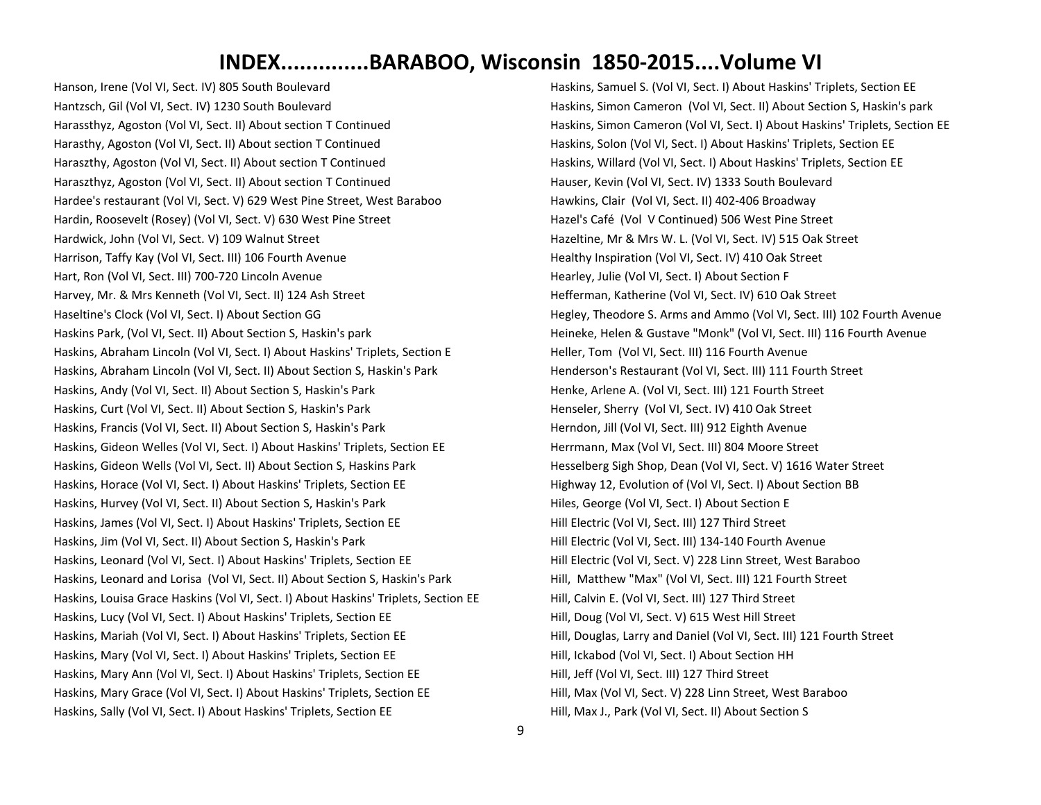# INDEX.............BARABOO, Wisconsin 1850-2015....Volume VI

Hanson, Irene (Vol VI, Sect. IV) 805 South Boulevard
Hantzsch, Gil (Vol VI, Sect. IV) 1230 South Boulevard
Harassthyz, Agoston (Vol VI, Sect. II) About section T Continued
Harasthy, Agoston (Vol VI, Sect. II) About section T Continued
Haraszthy, Agoston (Vol VI, Sect. II) About section T Continued
Haraszthyz, Agoston (Vol VI, Sect. II) About section T Continued
Hardee's restaurant (Vol VI, Sect. V) 629 West Pine Street, West Baraboo
Hardin, Roosevelt (Rosey) (Vol VI, Sect. V) 630 West Pine Street
Hardwick, John (Vol VI, Sect. V) 109 Walnut Street
Harrison, Taffy Kay (Vol VI, Sect. III) 106 Fourth Avenue
Hart, Ron (Vol VI, Sect. III) 700-720 Lincoln Avenue
Harvey, Mr. & Mrs Kenneth (Vol VI, Sect. II) 124 Ash Street
Haseltine's Clock (Vol VI, Sect. I) About Section GG
Haskins Park, (Vol VI, Sect. II) About Section S, Haskin's park
Haskins, Abraham Lincoln (Vol VI, Sect. I) About Haskins' Triplets, Section E
Haskins, Abraham Lincoln (Vol VI, Sect. II) About Section S, Haskin's Park
Haskins, Andy (Vol VI, Sect. II) About Section S, Haskin's Park
Haskins, Curt (Vol VI, Sect. II) About Section S, Haskin's Park
Haskins, Francis (Vol VI, Sect. II) About Section S, Haskin's Park
Haskins, Gideon Welles (Vol VI, Sect. I) About Haskins' Triplets, Section EE
Haskins, Gideon Wells (Vol VI, Sect. II) About Section S, Haskins Park
Haskins, Horace (Vol VI, Sect. I) About Haskins' Triplets, Section EE
Haskins, Hurvey (Vol VI, Sect. II) About Section S, Haskin's Park
Haskins, James (Vol VI, Sect. I) About Haskins' Triplets, Section EE
Haskins, Jim (Vol VI, Sect. II) About Section S, Haskin's Park
Haskins, Leonard (Vol VI, Sect. I) About Haskins' Triplets, Section EE
Haskins, Leonard and Lorisa (Vol VI, Sect. II) About Section S, Haskin's Park
Haskins, Louisa Grace Haskins (Vol VI, Sect. I) About Haskins' Triplets, Section EE
Haskins, Lucy (Vol VI, Sect. I) About Haskins' Triplets, Section EE
Haskins, Mariah (Vol VI, Sect. I) About Haskins' Triplets, Section EE
Haskins, Mary (Vol VI, Sect. I) About Haskins' Triplets, Section EE
Haskins, Mary Ann (Vol VI, Sect. I) About Haskins' Triplets, Section EE
Haskins, Mary Grace (Vol VI, Sect. I) About Haskins' Triplets, Section EE
Haskins, Sally (Vol VI, Sect. I) About Haskins' Triplets, Section EE
Haskins, Samuel S. (Vol VI, Sect. I) About Haskins' Triplets, Section EE
Haskins, Simon Cameron (Vol VI, Sect. II) About Section S, Haskin's park
Haskins, Simon Cameron (Vol VI, Sect. I) About Haskins' Triplets, Section EE
Haskins, Solon (Vol VI, Sect. I) About Haskins' Triplets, Section EE
Haskins, Willard (Vol VI, Sect. I) About Haskins' Triplets, Section EE
Hauser, Kevin (Vol VI, Sect. IV) 1333 South Boulevard
Hawkins, Clair (Vol VI, Sect. II) 402-406 Broadway
Hazel's Café (Vol V Continued) 506 West Pine Street
Hazeltine, Mr & Mrs W. L. (Vol VI, Sect. IV) 515 Oak Street
Healthy Inspiration (Vol VI, Sect. IV) 410 Oak Street
Hearley, Julie (Vol VI, Sect. I) About Section F
Hefferman, Katherine (Vol VI, Sect. IV) 610 Oak Street
Hegley, Theodore S. Arms and Ammo (Vol VI, Sect. III) 102 Fourth Avenue
Heineke, Helen & Gustave "Monk" (Vol VI, Sect. III) 116 Fourth Avenue
Heller, Tom (Vol VI, Sect. III) 116 Fourth Avenue
Henderson's Restaurant (Vol VI, Sect. III) 111 Fourth Street
Henke, Arlene A. (Vol VI, Sect. III) 121 Fourth Street
Henseler, Sherry (Vol VI, Sect. IV) 410 Oak Street
Herndon, Jill (Vol VI, Sect. III) 912 Eighth Avenue
Herrmann, Max (Vol VI, Sect. III) 804 Moore Street
Hesselberg Sigh Shop, Dean (Vol VI, Sect. V) 1616 Water Street
Highway 12, Evolution of (Vol VI, Sect. I) About Section BB
Hiles, George (Vol VI, Sect. I) About Section E
Hill Electric (Vol VI, Sect. III) 127 Third Street
Hill Electric (Vol VI, Sect. III) 134-140 Fourth Avenue
Hill Electric (Vol VI, Sect. V) 228 Linn Street, West Baraboo
Hill, Matthew "Max" (Vol VI, Sect. III) 121 Fourth Street
Hill, Calvin E. (Vol VI, Sect. III) 127 Third Street
Hill, Doug (Vol VI, Sect. V) 615 West Hill Street
Hill, Douglas, Larry and Daniel (Vol VI, Sect. III) 121 Fourth Street
Hill, Ickabod (Vol VI, Sect. I) About Section HH
Hill, Jeff (Vol VI, Sect. III) 127 Third Street
Hill, Max (Vol VI, Sect. V) 228 Linn Street, West Baraboo
Hill, Max J., Park (Vol VI, Sect. II) About Section S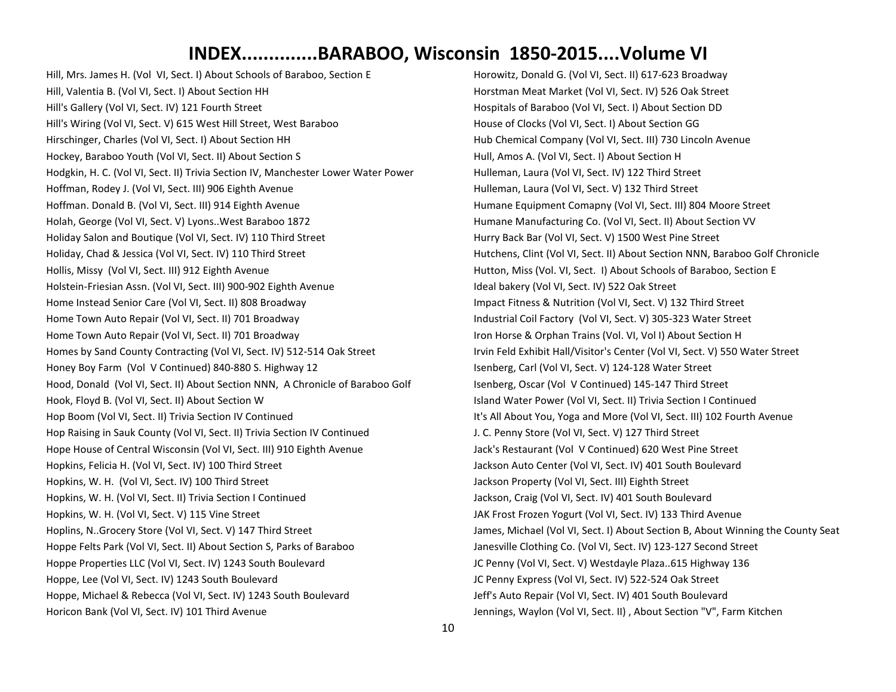# INDEX.............BARABOO, Wisconsin 1850-2015....Volume VI

Hill, Mrs. James H. (Vol VI, Sect. I) About Schools of Baraboo, Section E
Hill, Valentia B. (Vol VI, Sect. I) About Section HH
Hill's Gallery (Vol VI, Sect. IV) 121 Fourth Street
Hill's Wiring (Vol VI, Sect. V) 615 West Hill Street, West Baraboo
Hirschinger, Charles (Vol VI, Sect. I) About Section HH
Hockey, Baraboo Youth (Vol VI, Sect. II) About Section S
Hodgkin, H. C. (Vol VI, Sect. II) Trivia Section IV, Manchester Lower Water Power
Hoffman, Rodey J. (Vol VI, Sect. III) 906 Eighth Avenue
Hoffman. Donald B. (Vol VI, Sect. III) 914 Eighth Avenue
Holah, George (Vol VI, Sect. V) Lyons..West Baraboo 1872
Holiday Salon and Boutique (Vol VI, Sect. IV) 110 Third Street
Holiday, Chad & Jessica (Vol VI, Sect. IV) 110 Third Street
Hollis, Missy (Vol VI, Sect. III) 912 Eighth Avenue
Holstein-Friesian Assn. (Vol VI, Sect. III) 900-902 Eighth Avenue
Home Instead Senior Care (Vol VI, Sect. II) 808 Broadway
Home Town Auto Repair (Vol VI, Sect. II) 701 Broadway
Home Town Auto Repair (Vol VI, Sect. II) 701 Broadway
Homes by Sand County Contracting (Vol VI, Sect. IV) 512-514 Oak Street
Honey Boy Farm (Vol V Continued) 840-880 S. Highway 12
Hood, Donald (Vol VI, Sect. II) About Section NNN, A Chronicle of Baraboo Golf
Hook, Floyd B. (Vol VI, Sect. II) About Section W
Hop Boom (Vol VI, Sect. II) Trivia Section IV Continued
Hop Raising in Sauk County (Vol VI, Sect. II) Trivia Section IV Continued
Hope House of Central Wisconsin (Vol VI, Sect. III) 910 Eighth Avenue
Hopkins, Felicia H. (Vol VI, Sect. IV) 100 Third Street
Hopkins, W. H. (Vol VI, Sect. IV) 100 Third Street
Hopkins, W. H. (Vol VI, Sect. II) Trivia Section I Continued
Hopkins, W. H. (Vol VI, Sect. V) 115 Vine Street
Hoplins, N..Grocery Store (Vol VI, Sect. V) 147 Third Street
Hoppe Felts Park (Vol VI, Sect. II) About Section S, Parks of Baraboo
Hoppe Properties LLC (Vol VI, Sect. IV) 1243 South Boulevard
Hoppe, Lee (Vol VI, Sect. IV) 1243 South Boulevard
Hoppe, Michael & Rebecca (Vol VI, Sect. IV) 1243 South Boulevard
Horicon Bank (Vol VI, Sect. IV) 101 Third Avenue
Horowitz, Donald G. (Vol VI, Sect. II) 617-623 Broadway
Horstman Meat Market (Vol VI, Sect. IV) 526 Oak Street
Hospitals of Baraboo (Vol VI, Sect. I) About Section DD
House of Clocks (Vol VI, Sect. I) About Section GG
Hub Chemical Company (Vol VI, Sect. III) 730 Lincoln Avenue
Hull, Amos A. (Vol VI, Sect. I) About Section H
Hulleman, Laura (Vol VI, Sect. IV) 122 Third Street
Hulleman, Laura (Vol VI, Sect. V) 132 Third Street
Humane Equipment Comapny (Vol VI, Sect. III) 804 Moore Street
Humane Manufacturing Co. (Vol VI, Sect. II) About Section VV
Hurry Back Bar (Vol VI, Sect. V) 1500 West Pine Street
Hutchens, Clint (Vol VI, Sect. II) About Section NNN, Baraboo Golf Chronicle
Hutton, Miss (Vol. VI, Sect. I) About Schools of Baraboo, Section E
Ideal bakery (Vol VI, Sect. IV) 522 Oak Street
Impact Fitness & Nutrition (Vol VI, Sect. V) 132 Third Street
Industrial Coil Factory (Vol VI, Sect. V) 305-323 Water Street
Iron Horse & Orphan Trains (Vol. VI, Vol I) About Section H
Irvin Feld Exhibit Hall/Visitor's Center (Vol VI, Sect. V) 550 Water Street
Isenberg, Carl (Vol VI, Sect. V) 124-128 Water Street
Isenberg, Oscar (Vol V Continued) 145-147 Third Street
Island Water Power (Vol VI, Sect. II) Trivia Section I Continued
It's All About You, Yoga and More (Vol VI, Sect. III) 102 Fourth Avenue
J. C. Penny Store (Vol VI, Sect. V) 127 Third Street
Jack's Restaurant (Vol V Continued) 620 West Pine Street
Jackson Auto Center (Vol VI, Sect. IV) 401 South Boulevard
Jackson Property (Vol VI, Sect. III) Eighth Street
Jackson, Craig (Vol VI, Sect. IV) 401 South Boulevard
JAK Frost Frozen Yogurt (Vol VI, Sect. IV) 133 Third Avenue
James, Michael (Vol VI, Sect. I) About Section B, About Winning the County Seat
Janesville Clothing Co. (Vol VI, Sect. IV) 123-127 Second Street
JC Penny (Vol VI, Sect. V) Westdayle Plaza..615 Highway 136
JC Penny Express (Vol VI, Sect. IV) 522-524 Oak Street
Jeff's Auto Repair (Vol VI, Sect. IV) 401 South Boulevard
Jennings, Waylon (Vol VI, Sect. II) , About Section "V", Farm Kitchen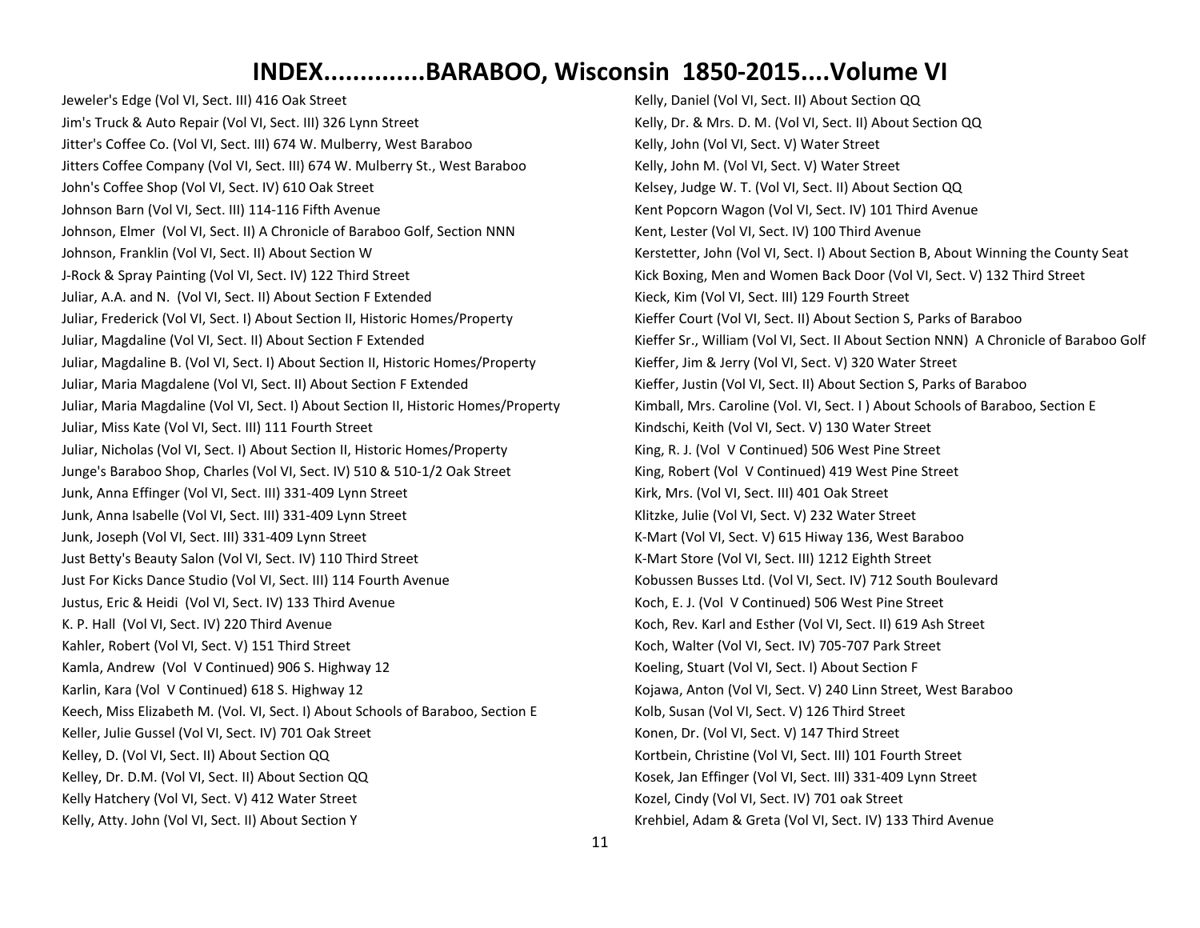# INDEX.............BARABOO, Wisconsin 1850-2015....Volume VI

Jeweler's Edge (Vol VI, Sect. III) 416 Oak Street
Jim's Truck & Auto Repair (Vol VI, Sect. III) 326 Lynn Street
Jitter's Coffee Co. (Vol VI, Sect. III) 674 W. Mulberry, West Baraboo
Jitters Coffee Company (Vol VI, Sect. III) 674 W. Mulberry St., West Baraboo
John's Coffee Shop (Vol VI, Sect. IV) 610 Oak Street
Johnson Barn (Vol VI, Sect. III) 114-116 Fifth Avenue
Johnson, Elmer (Vol VI, Sect. II) A Chronicle of Baraboo Golf, Section NNN
Johnson, Franklin (Vol VI, Sect. II) About Section W
J-Rock & Spray Painting (Vol VI, Sect. IV) 122 Third Street
Juliar, A.A. and N. (Vol VI, Sect. II) About Section F Extended
Juliar, Frederick (Vol VI, Sect. I) About Section II, Historic Homes/Property
Juliar, Magdaline (Vol VI, Sect. II) About Section F Extended
Juliar, Magdaline B. (Vol VI, Sect. I) About Section II, Historic Homes/Property
Juliar, Maria Magdalene (Vol VI, Sect. II) About Section F Extended
Juliar, Maria Magdaline (Vol VI, Sect. I) About Section II, Historic Homes/Property
Juliar, Miss Kate (Vol VI, Sect. III) 111 Fourth Street
Juliar, Nicholas (Vol VI, Sect. I) About Section II, Historic Homes/Property
Junge's Baraboo Shop, Charles (Vol VI, Sect. IV) 510 & 510-1/2 Oak Street
Junk, Anna Effinger (Vol VI, Sect. III) 331-409 Lynn Street
Junk, Anna Isabelle (Vol VI, Sect. III) 331-409 Lynn Street
Junk, Joseph (Vol VI, Sect. III) 331-409 Lynn Street
Just Betty's Beauty Salon (Vol VI, Sect. IV) 110 Third Street
Just For Kicks Dance Studio (Vol VI, Sect. III) 114 Fourth Avenue
Justus, Eric & Heidi (Vol VI, Sect. IV) 133 Third Avenue
K. P. Hall (Vol VI, Sect. IV) 220 Third Avenue
Kahler, Robert (Vol VI, Sect. V) 151 Third Street
Kamla, Andrew (Vol V Continued) 906 S. Highway 12
Karlin, Kara (Vol V Continued) 618 S. Highway 12
Keech, Miss Elizabeth M. (Vol. VI, Sect. I) About Schools of Baraboo, Section E
Keller, Julie Gussel (Vol VI, Sect. IV) 701 Oak Street
Kelley, D. (Vol VI, Sect. II) About Section QQ
Kelley, Dr. D.M. (Vol VI, Sect. II) About Section QQ
Kelly Hatchery (Vol VI, Sect. V) 412 Water Street
Kelly, Atty. John (Vol VI, Sect. II) About Section Y
Kelly, Daniel (Vol VI, Sect. II) About Section QQ
Kelly, Dr. & Mrs. D. M. (Vol VI, Sect. II) About Section QQ
Kelly, John (Vol VI, Sect. V) Water Street
Kelly, John M. (Vol VI, Sect. V) Water Street
Kelsey, Judge W. T. (Vol VI, Sect. II) About Section QQ
Kent Popcorn Wagon (Vol VI, Sect. IV) 101 Third Avenue
Kent, Lester (Vol VI, Sect. IV) 100 Third Avenue
Kerstetter, John (Vol VI, Sect. I) About Section B, About Winning the County Seat
Kick Boxing, Men and Women Back Door (Vol VI, Sect. V) 132 Third Street
Kieck, Kim (Vol VI, Sect. III) 129 Fourth Street
Kieffer Court (Vol VI, Sect. II) About Section S, Parks of Baraboo
Kieffer Sr., William (Vol VI, Sect. II About Section NNN) A Chronicle of Baraboo Golf
Kieffer, Jim & Jerry (Vol VI, Sect. V) 320 Water Street
Kieffer, Justin (Vol VI, Sect. II) About Section S, Parks of Baraboo
Kimball, Mrs. Caroline (Vol. VI, Sect. I ) About Schools of Baraboo, Section E
Kindschi, Keith (Vol VI, Sect. V) 130 Water Street
King, R. J. (Vol V Continued) 506 West Pine Street
King, Robert (Vol V Continued) 419 West Pine Street
Kirk, Mrs. (Vol VI, Sect. III) 401 Oak Street
Klitzke, Julie (Vol VI, Sect. V) 232 Water Street
K-Mart (Vol VI, Sect. V) 615 Hiway 136, West Baraboo
K-Mart Store (Vol VI, Sect. III) 1212 Eighth Street
Kobussen Busses Ltd. (Vol VI, Sect. IV) 712 South Boulevard
Koch, E. J. (Vol V Continued) 506 West Pine Street
Koch, Rev. Karl and Esther (Vol VI, Sect. II) 619 Ash Street
Koch, Walter (Vol VI, Sect. IV) 705-707 Park Street
Koeling, Stuart (Vol VI, Sect. I) About Section F
Kojawa, Anton (Vol VI, Sect. V) 240 Linn Street, West Baraboo
Kolb, Susan (Vol VI, Sect. V) 126 Third Street
Konen, Dr. (Vol VI, Sect. V) 147 Third Street
Kortbein, Christine (Vol VI, Sect. III) 101 Fourth Street
Kosek, Jan Effinger (Vol VI, Sect. III) 331-409 Lynn Street
Kozel, Cindy (Vol VI, Sect. IV) 701 oak Street
Krehbiel, Adam & Greta (Vol VI, Sect. IV) 133 Third Avenue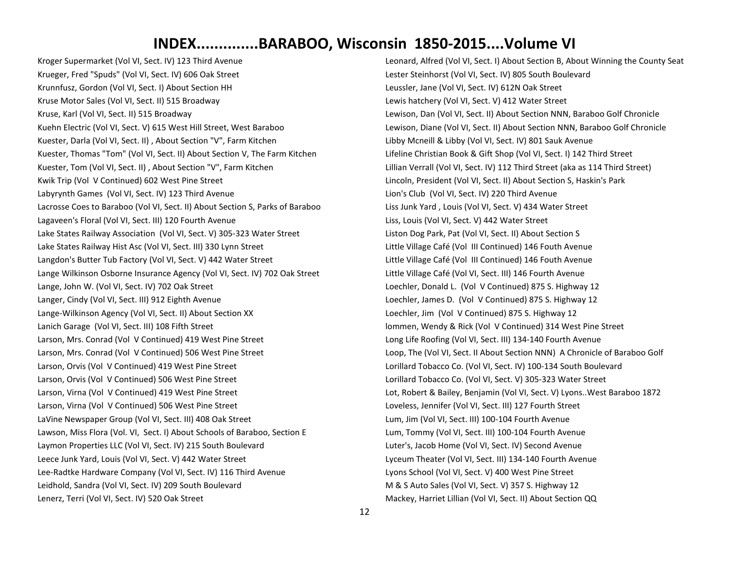# INDEX.............BARABOO, Wisconsin 1850-2015....Volume VI

Kroger Supermarket (Vol VI, Sect. IV) 123 Third Avenue
Krueger, Fred "Spuds" (Vol VI, Sect. IV) 606 Oak Street
Krunnfusz, Gordon (Vol VI, Sect. I) About Section HH
Kruse Motor Sales (Vol VI, Sect. II) 515 Broadway
Kruse, Karl (Vol VI, Sect. II) 515 Broadway
Kuehn Electric (Vol VI, Sect. V) 615 West Hill Street, West Baraboo
Kuester, Darla (Vol VI, Sect. II) , About Section "V", Farm Kitchen
Kuester, Thomas "Tom" (Vol VI, Sect. II) About Section V, The Farm Kitchen
Kuester, Tom (Vol VI, Sect. II) , About Section "V", Farm Kitchen
Kwik Trip (Vol V Continued) 602 West Pine Street
Labyrynth Games (Vol VI, Sect. IV) 123 Third Avenue
Lacrosse Coes to Baraboo (Vol VI, Sect. II) About Section S, Parks of Baraboo
Lagaveen's Floral (Vol VI, Sect. III) 120 Fourth Avenue
Lake States Railway Association (Vol VI, Sect. V) 305-323 Water Street
Lake States Railway Hist Asc (Vol VI, Sect. III) 330 Lynn Street
Langdon's Butter Tub Factory (Vol VI, Sect. V) 442 Water Street
Lange Wilkinson Osborne Insurance Agency (Vol VI, Sect. IV) 702 Oak Street
Lange, John W. (Vol VI, Sect. IV) 702 Oak Street
Langer, Cindy (Vol VI, Sect. III) 912 Eighth Avenue
Lange-Wilkinson Agency (Vol VI, Sect. II) About Section XX
Lanich Garage (Vol VI, Sect. III) 108 Fifth Street
Larson, Mrs. Conrad (Vol V Continued) 419 West Pine Street
Larson, Mrs. Conrad (Vol V Continued) 506 West Pine Street
Larson, Orvis (Vol V Continued) 419 West Pine Street
Larson, Orvis (Vol V Continued) 506 West Pine Street
Larson, Virna (Vol V Continued) 419 West Pine Street
Larson, Virna (Vol V Continued) 506 West Pine Street
LaVine Newspaper Group (Vol VI, Sect. III) 408 Oak Street
Lawson, Miss Flora (Vol. VI, Sect. I) About Schools of Baraboo, Section E
Laymon Properties LLC (Vol VI, Sect. IV) 215 South Boulevard
Leece Junk Yard, Louis (Vol VI, Sect. V) 442 Water Street
Lee-Radtke Hardware Company (Vol VI, Sect. IV) 116 Third Avenue
Leidhold, Sandra (Vol VI, Sect. IV) 209 South Boulevard
Lenerz, Terri (Vol VI, Sect. IV) 520 Oak Street
Leonard, Alfred (Vol VI, Sect. I) About Section B, About Winning the County Seat
Lester Steinhorst (Vol VI, Sect. IV) 805 South Boulevard
Leussler, Jane (Vol VI, Sect. IV) 612N Oak Street
Lewis hatchery (Vol VI, Sect. V) 412 Water Street
Lewison, Dan (Vol VI, Sect. II) About Section NNN, Baraboo Golf Chronicle
Lewison, Diane (Vol VI, Sect. II) About Section NNN, Baraboo Golf Chronicle
Libby Mcneill & Libby (Vol VI, Sect. IV) 801 Sauk Avenue
Lifeline Christian Book & Gift Shop (Vol VI, Sect. I) 142 Third Street
Lillian Verrall (Vol VI, Sect. IV) 112 Third Street (aka as 114 Third Street)
Lincoln, President (Vol VI, Sect. II) About Section S, Haskin's Park
Lion's Club (Vol VI, Sect. IV) 220 Third Avenue
Liss Junk Yard , Louis (Vol VI, Sect. V) 434 Water Street
Liss, Louis (Vol VI, Sect. V) 442 Water Street
Liston Dog Park, Pat (Vol VI, Sect. II) About Section S
Little Village Café (Vol III Continued) 146 Fouth Avenue
Little Village Café (Vol III Continued) 146 Fouth Avenue
Little Village Café (Vol VI, Sect. III) 146 Fourth Avenue
Loechler, Donald L. (Vol V Continued) 875 S. Highway 12
Loechler, James D. (Vol V Continued) 875 S. Highway 12
Loechler, Jim (Vol V Continued) 875 S. Highway 12
lommen, Wendy & Rick (Vol V Continued) 314 West Pine Street
Long Life Roofing (Vol VI, Sect. III) 134-140 Fourth Avenue
Loop, The (Vol VI, Sect. II About Section NNN) A Chronicle of Baraboo Golf
Lorillard Tobacco Co. (Vol VI, Sect. IV) 100-134 South Boulevard
Lorillard Tobacco Co. (Vol VI, Sect. V) 305-323 Water Street
Lot, Robert & Bailey, Benjamin (Vol VI, Sect. V) Lyons..West Baraboo 1872
Loveless, Jennifer (Vol VI, Sect. III) 127 Fourth Street
Lum, Jim (Vol VI, Sect. III) 100-104 Fourth Avenue
Lum, Tommy (Vol VI, Sect. III) 100-104 Fourth Avenue
Luter's, Jacob Home (Vol VI, Sect. IV) Second Avenue
Lyceum Theater (Vol VI, Sect. III) 134-140 Fourth Avenue
Lyons School (Vol VI, Sect. V) 400 West Pine Street
M & S Auto Sales (Vol VI, Sect. V) 357 S. Highway 12
Mackey, Harriet Lillian (Vol VI, Sect. II) About Section QQ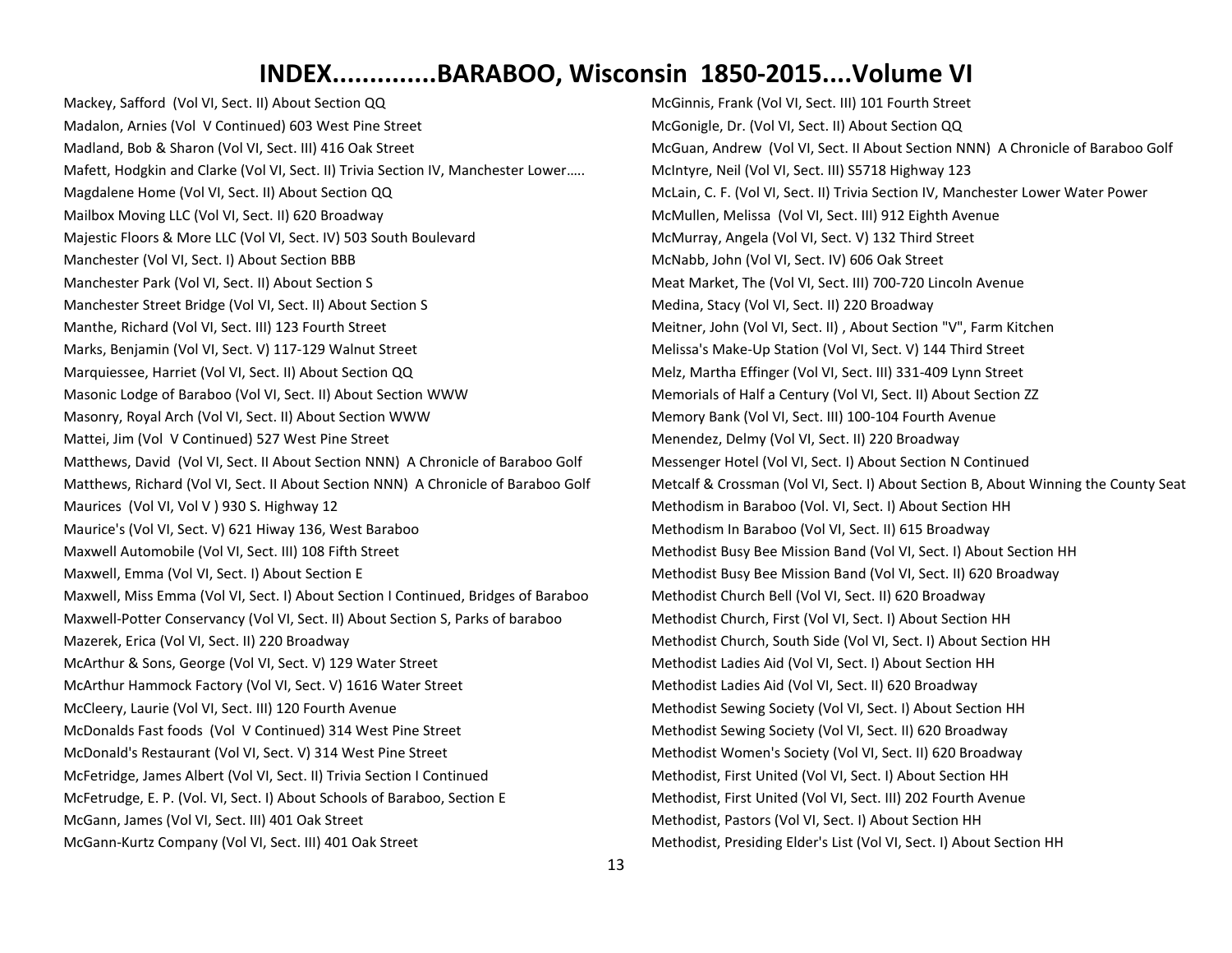# INDEX.............BARABOO, Wisconsin 1850-2015....Volume VI

Mackey, Safford (Vol VI, Sect. II) About Section QQ
Madalon, Arnies (Vol V Continued) 603 West Pine Street
Madland, Bob & Sharon (Vol VI, Sect. III) 416 Oak Street
Mafett, Hodgkin and Clarke (Vol VI, Sect. II) Trivia Section IV, Manchester Lower…..
Magdalene Home (Vol VI, Sect. II) About Section QQ
Mailbox Moving LLC (Vol VI, Sect. II) 620 Broadway
Majestic Floors & More LLC (Vol VI, Sect. IV) 503 South Boulevard
Manchester (Vol VI, Sect. I) About Section BBB
Manchester Park (Vol VI, Sect. II) About Section S
Manchester Street Bridge (Vol VI, Sect. II) About Section S
Manthe, Richard (Vol VI, Sect. III) 123 Fourth Street
Marks, Benjamin (Vol VI, Sect. V) 117-129 Walnut Street
Marquiessee, Harriet (Vol VI, Sect. II) About Section QQ
Masonic Lodge of Baraboo (Vol VI, Sect. II) About Section WWW
Masonry, Royal Arch (Vol VI, Sect. II) About Section WWW
Mattei, Jim (Vol V Continued) 527 West Pine Street
Matthews, David (Vol VI, Sect. II About Section NNN) A Chronicle of Baraboo Golf
Matthews, Richard (Vol VI, Sect. II About Section NNN) A Chronicle of Baraboo Golf
Maurices (Vol VI, Vol V ) 930 S. Highway 12
Maurice's (Vol VI, Sect. V) 621 Hiway 136, West Baraboo
Maxwell Automobile (Vol VI, Sect. III) 108 Fifth Street
Maxwell, Emma (Vol VI, Sect. I) About Section E
Maxwell, Miss Emma (Vol VI, Sect. I) About Section I Continued, Bridges of Baraboo
Maxwell-Potter Conservancy (Vol VI, Sect. II) About Section S, Parks of baraboo
Mazerek, Erica (Vol VI, Sect. II) 220 Broadway
McArthur & Sons, George (Vol VI, Sect. V) 129 Water Street
McArthur Hammock Factory (Vol VI, Sect. V) 1616 Water Street
McCleery, Laurie (Vol VI, Sect. III) 120 Fourth Avenue
McDonalds Fast foods (Vol V Continued) 314 West Pine Street
McDonald's Restaurant (Vol VI, Sect. V) 314 West Pine Street
McFetridge, James Albert (Vol VI, Sect. II) Trivia Section I Continued
McFetrudge, E. P. (Vol. VI, Sect. I) About Schools of Baraboo, Section E
McGann, James (Vol VI, Sect. III) 401 Oak Street
McGann-Kurtz Company (Vol VI, Sect. III) 401 Oak Street
McGinnis, Frank (Vol VI, Sect. III) 101 Fourth Street
McGonigle, Dr. (Vol VI, Sect. II) About Section QQ
McGuan, Andrew (Vol VI, Sect. II About Section NNN) A Chronicle of Baraboo Golf
McIntyre, Neil (Vol VI, Sect. III) S5718 Highway 123
McLain, C. F. (Vol VI, Sect. II) Trivia Section IV, Manchester Lower Water Power
McMullen, Melissa (Vol VI, Sect. III) 912 Eighth Avenue
McMurray, Angela (Vol VI, Sect. V) 132 Third Street
McNabb, John (Vol VI, Sect. IV) 606 Oak Street
Meat Market, The (Vol VI, Sect. III) 700-720 Lincoln Avenue
Medina, Stacy (Vol VI, Sect. II) 220 Broadway
Meitner, John (Vol VI, Sect. II) , About Section "V", Farm Kitchen
Melissa's Make-Up Station (Vol VI, Sect. V) 144 Third Street
Melz, Martha Effinger (Vol VI, Sect. III) 331-409 Lynn Street
Memorials of Half a Century (Vol VI, Sect. II) About Section ZZ
Memory Bank (Vol VI, Sect. III) 100-104 Fourth Avenue
Menendez, Delmy (Vol VI, Sect. II) 220 Broadway
Messenger Hotel (Vol VI, Sect. I) About Section N Continued
Metcalf & Crossman (Vol VI, Sect. I) About Section B, About Winning the County Seat
Methodism in Baraboo (Vol. VI, Sect. I) About Section HH
Methodism In Baraboo (Vol VI, Sect. II) 615 Broadway
Methodist Busy Bee Mission Band (Vol VI, Sect. I) About Section HH
Methodist Busy Bee Mission Band (Vol VI, Sect. II) 620 Broadway
Methodist Church Bell (Vol VI, Sect. II) 620 Broadway
Methodist Church, First (Vol VI, Sect. I) About Section HH
Methodist Church, South Side (Vol VI, Sect. I) About Section HH
Methodist Ladies Aid (Vol VI, Sect. I) About Section HH
Methodist Ladies Aid (Vol VI, Sect. II) 620 Broadway
Methodist Sewing Society (Vol VI, Sect. I) About Section HH
Methodist Sewing Society (Vol VI, Sect. II) 620 Broadway
Methodist Women's Society (Vol VI, Sect. II) 620 Broadway
Methodist, First United (Vol VI, Sect. I) About Section HH
Methodist, First United (Vol VI, Sect. III) 202 Fourth Avenue
Methodist, Pastors (Vol VI, Sect. I) About Section HH
Methodist, Presiding Elder's List (Vol VI, Sect. I) About Section HH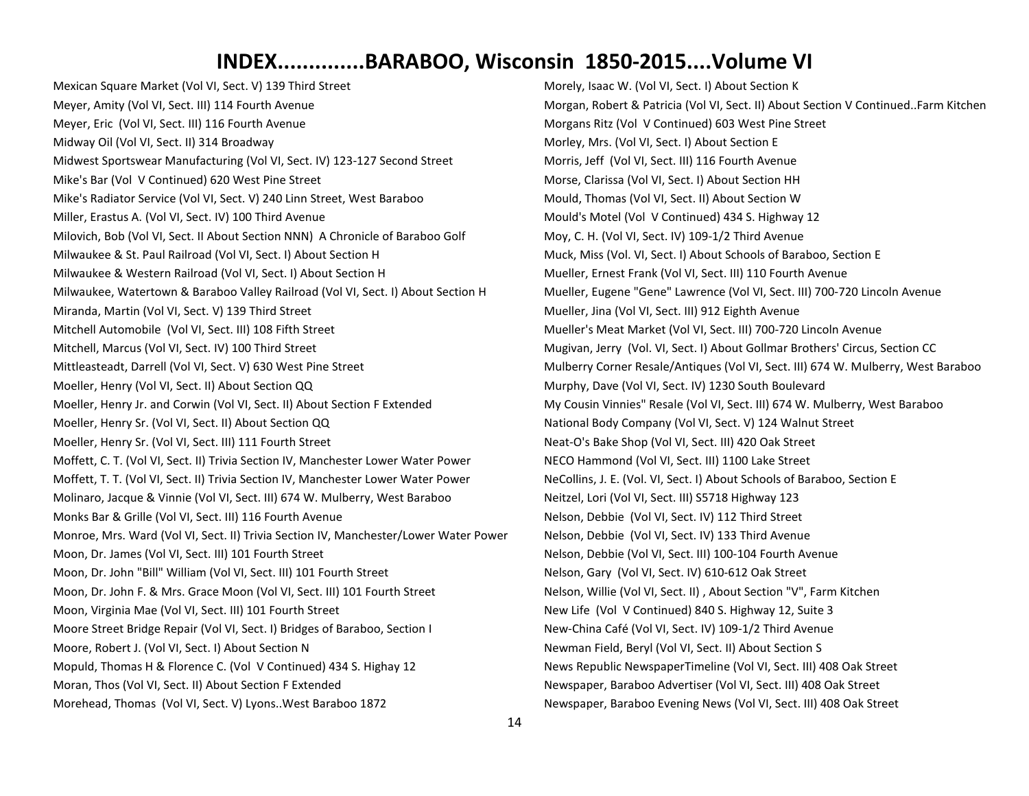# INDEX.............BARABOO, Wisconsin 1850-2015....Volume VI

Mexican Square Market (Vol VI, Sect. V) 139 Third Street

Meyer, Amity (Vol VI, Sect. III) 114 Fourth Avenue

Meyer, Eric (Vol VI, Sect. III) 116 Fourth Avenue

Midway Oil (Vol VI, Sect. II) 314 Broadway

Midwest Sportswear Manufacturing (Vol VI, Sect. IV) 123-127 Second Street

Mike's Bar (Vol V Continued) 620 West Pine Street

Mike's Radiator Service (Vol VI, Sect. V) 240 Linn Street, West Baraboo

Miller, Erastus A. (Vol VI, Sect. IV) 100 Third Avenue

Milovich, Bob (Vol VI, Sect. II About Section NNN) A Chronicle of Baraboo Golf

Milwaukee & St. Paul Railroad (Vol VI, Sect. I) About Section H

Milwaukee & Western Railroad (Vol VI, Sect. I) About Section H

Milwaukee, Watertown & Baraboo Valley Railroad (Vol VI, Sect. I) About Section H

Miranda, Martin (Vol VI, Sect. V) 139 Third Street

Mitchell Automobile (Vol VI, Sect. III) 108 Fifth Street

Mitchell, Marcus (Vol VI, Sect. IV) 100 Third Street

Mittleasteadt, Darrell (Vol VI, Sect. V) 630 West Pine Street

Moeller, Henry (Vol VI, Sect. II) About Section QQ

Moeller, Henry Jr. and Corwin (Vol VI, Sect. II) About Section F Extended

Moeller, Henry Sr. (Vol VI, Sect. II) About Section QQ

Moeller, Henry Sr. (Vol VI, Sect. III) 111 Fourth Street

Moffett, C. T. (Vol VI, Sect. II) Trivia Section IV, Manchester Lower Water Power

Moffett, T. T. (Vol VI, Sect. II) Trivia Section IV, Manchester Lower Water Power

Molinaro, Jacque & Vinnie (Vol VI, Sect. III) 674 W. Mulberry, West Baraboo

Monks Bar & Grille (Vol VI, Sect. III) 116 Fourth Avenue

Monroe, Mrs. Ward (Vol VI, Sect. II) Trivia Section IV, Manchester/Lower Water Power

Moon, Dr. James (Vol VI, Sect. III) 101 Fourth Street

Moon, Dr. John "Bill" William (Vol VI, Sect. III) 101 Fourth Street

Moon, Dr. John F. & Mrs. Grace Moon (Vol VI, Sect. III) 101 Fourth Street

Moon, Virginia Mae (Vol VI, Sect. III) 101 Fourth Street

Moore Street Bridge Repair (Vol VI, Sect. I) Bridges of Baraboo, Section I

Moore, Robert J. (Vol VI, Sect. I) About Section N

Mopuld, Thomas H & Florence C. (Vol V Continued) 434 S. Highay 12

Moran, Thos (Vol VI, Sect. II) About Section F Extended

Morehead, Thomas (Vol VI, Sect. V) Lyons..West Baraboo 1872

Morely, Isaac W. (Vol VI, Sect. I) About Section K

Morgan, Robert & Patricia (Vol VI, Sect. II) About Section V Continued..Farm Kitchen

Morgans Ritz (Vol V Continued) 603 West Pine Street

Morley, Mrs. (Vol VI, Sect. I) About Section E

Morris, Jeff (Vol VI, Sect. III) 116 Fourth Avenue

Morse, Clarissa (Vol VI, Sect. I) About Section HH

Mould, Thomas (Vol VI, Sect. II) About Section W

Mould's Motel (Vol V Continued) 434 S. Highway 12

Moy, C. H. (Vol VI, Sect. IV) 109-1/2 Third Avenue

Muck, Miss (Vol. VI, Sect. I) About Schools of Baraboo, Section E

Mueller, Ernest Frank (Vol VI, Sect. III) 110 Fourth Avenue

Mueller, Eugene "Gene" Lawrence (Vol VI, Sect. III) 700-720 Lincoln Avenue

Mueller, Jina (Vol VI, Sect. III) 912 Eighth Avenue

Mueller's Meat Market (Vol VI, Sect. III) 700-720 Lincoln Avenue

Mugivan, Jerry (Vol. VI, Sect. I) About Gollmar Brothers' Circus, Section CC

Mulberry Corner Resale/Antiques (Vol VI, Sect. III) 674 W. Mulberry, West Baraboo

Murphy, Dave (Vol VI, Sect. IV) 1230 South Boulevard

My Cousin Vinnies" Resale (Vol VI, Sect. III) 674 W. Mulberry, West Baraboo

National Body Company (Vol VI, Sect. V) 124 Walnut Street

Neat-O's Bake Shop (Vol VI, Sect. III) 420 Oak Street

NECO Hammond (Vol VI, Sect. III) 1100 Lake Street

NeCollins, J. E. (Vol. VI, Sect. I) About Schools of Baraboo, Section E

Neitzel, Lori (Vol VI, Sect. III) S5718 Highway 123

Nelson, Debbie (Vol VI, Sect. IV) 112 Third Street

Nelson, Debbie (Vol VI, Sect. IV) 133 Third Avenue

Nelson, Debbie (Vol VI, Sect. III) 100-104 Fourth Avenue

Nelson, Gary (Vol VI, Sect. IV) 610-612 Oak Street

Nelson, Willie (Vol VI, Sect. II) , About Section "V", Farm Kitchen

New Life (Vol V Continued) 840 S. Highway 12, Suite 3

New-China Café (Vol VI, Sect. IV) 109-1/2 Third Avenue

Newman Field, Beryl (Vol VI, Sect. II) About Section S

News Republic NewspaperTimeline (Vol VI, Sect. III) 408 Oak Street

Newspaper, Baraboo Advertiser (Vol VI, Sect. III) 408 Oak Street

Newspaper, Baraboo Evening News (Vol VI, Sect. III) 408 Oak Street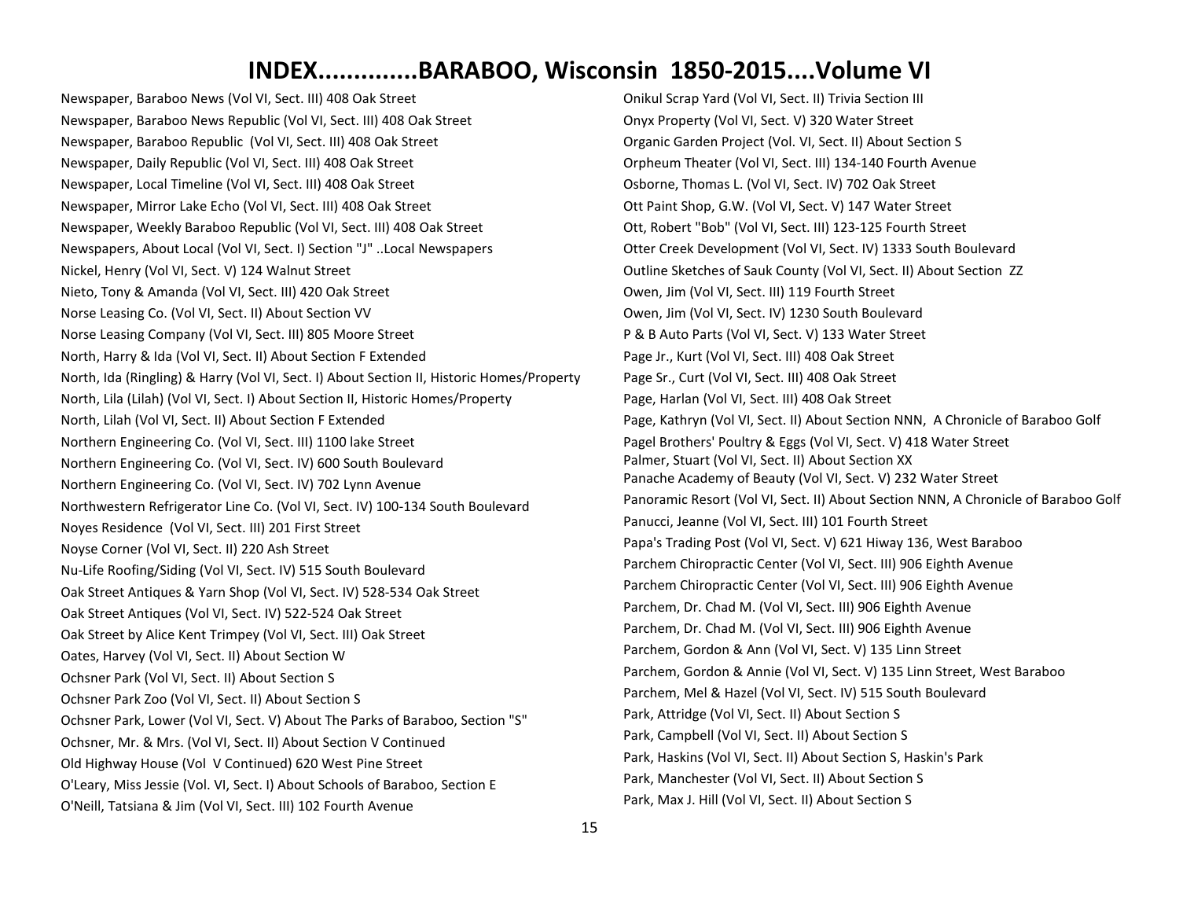# INDEX.............BARABOO, Wisconsin 1850-2015....Volume VI

Newspaper, Baraboo News (Vol VI, Sect. III) 408 Oak Street
Newspaper, Baraboo News Republic (Vol VI, Sect. III) 408 Oak Street
Newspaper, Baraboo Republic (Vol VI, Sect. III) 408 Oak Street
Newspaper, Daily Republic (Vol VI, Sect. III) 408 Oak Street
Newspaper, Local Timeline (Vol VI, Sect. III) 408 Oak Street
Newspaper, Mirror Lake Echo (Vol VI, Sect. III) 408 Oak Street
Newspaper, Weekly Baraboo Republic (Vol VI, Sect. III) 408 Oak Street
Newspapers, About Local (Vol VI, Sect. I) Section "J" ..Local Newspapers
Nickel, Henry (Vol VI, Sect. V) 124 Walnut Street
Nieto, Tony & Amanda (Vol VI, Sect. III) 420 Oak Street
Norse Leasing Co. (Vol VI, Sect. II) About Section VV
Norse Leasing Company (Vol VI, Sect. III) 805 Moore Street
North, Harry & Ida (Vol VI, Sect. II) About Section F Extended
North, Ida (Ringling) & Harry (Vol VI, Sect. I) About Section II, Historic Homes/Property
North, Lila (Lilah) (Vol VI, Sect. I) About Section II, Historic Homes/Property
North, Lilah (Vol VI, Sect. II) About Section F Extended
Northern Engineering Co. (Vol VI, Sect. III) 1100 lake Street
Northern Engineering Co. (Vol VI, Sect. IV) 600 South Boulevard
Northern Engineering Co. (Vol VI, Sect. IV) 702 Lynn Avenue
Northwestern Refrigerator Line Co. (Vol VI, Sect. IV) 100-134 South Boulevard
Noyes Residence (Vol VI, Sect. III) 201 First Street
Noyse Corner (Vol VI, Sect. II) 220 Ash Street
Nu-Life Roofing/Siding (Vol VI, Sect. IV) 515 South Boulevard
Oak Street Antiques & Yarn Shop (Vol VI, Sect. IV) 528-534 Oak Street
Oak Street Antiques (Vol VI, Sect. IV) 522-524 Oak Street
Oak Street by Alice Kent Trimpey (Vol VI, Sect. III) Oak Street
Oates, Harvey (Vol VI, Sect. II) About Section W
Ochsner Park (Vol VI, Sect. II) About Section S
Ochsner Park Zoo (Vol VI, Sect. II) About Section S
Ochsner Park, Lower (Vol VI, Sect. V) About The Parks of Baraboo, Section "S"
Ochsner, Mr. & Mrs. (Vol VI, Sect. II) About Section V Continued
Old Highway House (Vol V Continued) 620 West Pine Street
O'Leary, Miss Jessie (Vol. VI, Sect. I) About Schools of Baraboo, Section E
O'Neill, Tatsiana & Jim (Vol VI, Sect. III) 102 Fourth Avenue
Onikul Scrap Yard (Vol VI, Sect. II) Trivia Section III
Onyx Property (Vol VI, Sect. V) 320 Water Street
Organic Garden Project (Vol. VI, Sect. II) About Section S
Orpheum Theater (Vol VI, Sect. III) 134-140 Fourth Avenue
Osborne, Thomas L. (Vol VI, Sect. IV) 702 Oak Street
Ott Paint Shop, G.W. (Vol VI, Sect. V) 147 Water Street
Ott, Robert "Bob" (Vol VI, Sect. III) 123-125 Fourth Street
Otter Creek Development (Vol VI, Sect. IV) 1333 South Boulevard
Outline Sketches of Sauk County (Vol VI, Sect. II) About Section ZZ
Owen, Jim (Vol VI, Sect. III) 119 Fourth Street
Owen, Jim (Vol VI, Sect. IV) 1230 South Boulevard
P & B Auto Parts (Vol VI, Sect. V) 133 Water Street
Page Jr., Kurt (Vol VI, Sect. III) 408 Oak Street
Page Sr., Curt (Vol VI, Sect. III) 408 Oak Street
Page, Harlan (Vol VI, Sect. III) 408 Oak Street
Page, Kathryn (Vol VI, Sect. II) About Section NNN, A Chronicle of Baraboo Golf
Pagel Brothers' Poultry & Eggs (Vol VI, Sect. V) 418 Water Street
Palmer, Stuart (Vol VI, Sect. II) About Section XX
Panache Academy of Beauty (Vol VI, Sect. V) 232 Water Street
Panoramic Resort (Vol VI, Sect. II) About Section NNN, A Chronicle of Baraboo Golf
Panucci, Jeanne (Vol VI, Sect. III) 101 Fourth Street
Papa's Trading Post (Vol VI, Sect. V) 621 Hiway 136, West Baraboo
Parchem Chiropractic Center (Vol VI, Sect. III) 906 Eighth Avenue
Parchem Chiropractic Center (Vol VI, Sect. III) 906 Eighth Avenue
Parchem, Dr. Chad M. (Vol VI, Sect. III) 906 Eighth Avenue
Parchem, Dr. Chad M. (Vol VI, Sect. III) 906 Eighth Avenue
Parchem, Gordon & Ann (Vol VI, Sect. V) 135 Linn Street
Parchem, Gordon & Annie (Vol VI, Sect. V) 135 Linn Street, West Baraboo
Parchem, Mel & Hazel (Vol VI, Sect. IV) 515 South Boulevard
Park, Attridge (Vol VI, Sect. II) About Section S
Park, Campbell (Vol VI, Sect. II) About Section S
Park, Haskins (Vol VI, Sect. II) About Section S, Haskin's Park
Park, Manchester (Vol VI, Sect. II) About Section S
Park, Max J. Hill (Vol VI, Sect. II) About Section S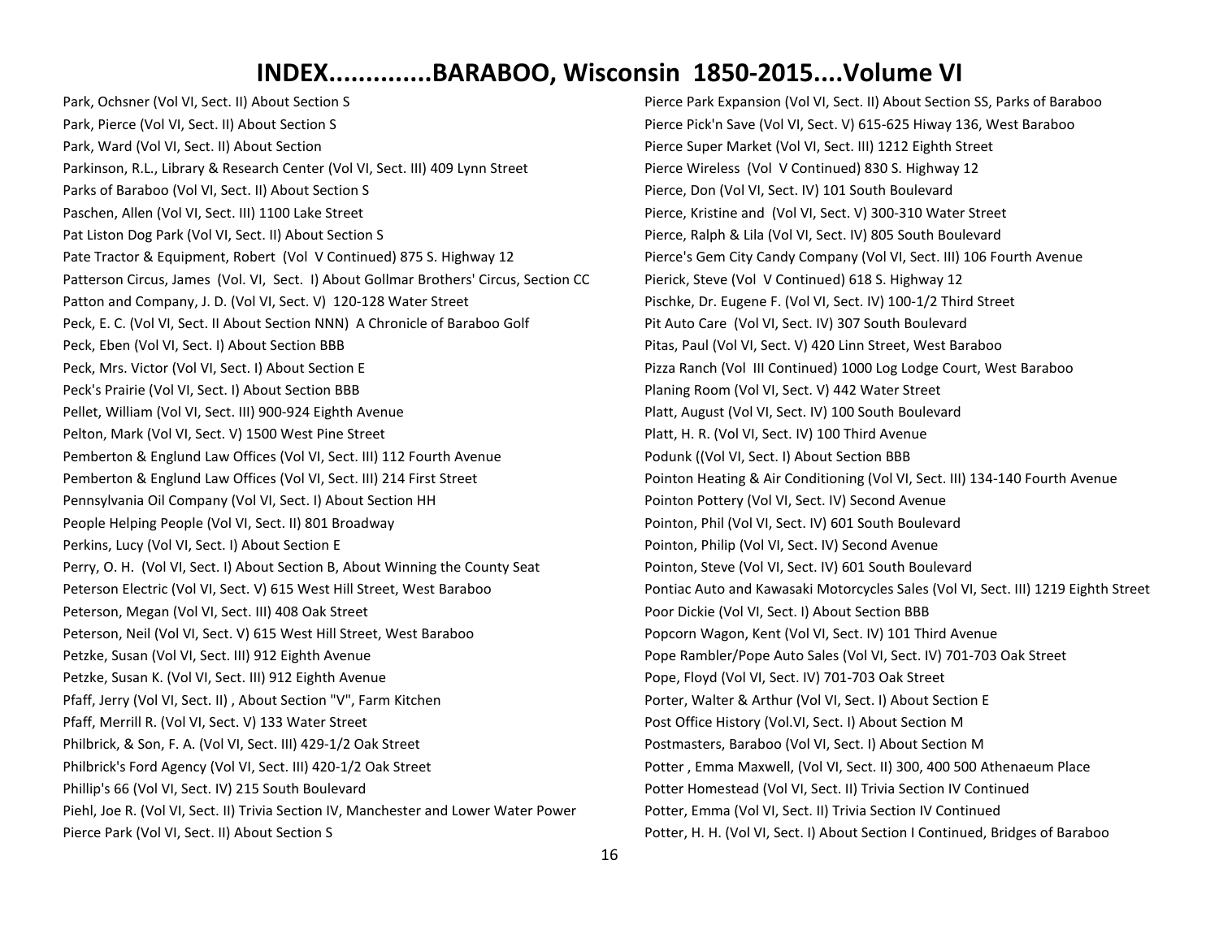# INDEX.............BARABOO, Wisconsin 1850-2015....Volume VI

Park, Ochsner (Vol VI, Sect. II) About Section S
Park, Pierce (Vol VI, Sect. II) About Section S
Park, Ward (Vol VI, Sect. II) About Section
Parkinson, R.L., Library & Research Center (Vol VI, Sect. III) 409 Lynn Street
Parks of Baraboo (Vol VI, Sect. II) About Section S
Paschen, Allen (Vol VI, Sect. III) 1100 Lake Street
Pat Liston Dog Park (Vol VI, Sect. II) About Section S
Pate Tractor & Equipment, Robert (Vol V Continued) 875 S. Highway 12
Patterson Circus, James (Vol. VI, Sect. I) About Gollmar Brothers' Circus, Section CC
Patton and Company, J. D. (Vol VI, Sect. V) 120-128 Water Street
Peck, E. C. (Vol VI, Sect. II About Section NNN) A Chronicle of Baraboo Golf
Peck, Eben (Vol VI, Sect. I) About Section BBB
Peck, Mrs. Victor (Vol VI, Sect. I) About Section E
Peck's Prairie (Vol VI, Sect. I) About Section BBB
Pellet, William (Vol VI, Sect. III) 900-924 Eighth Avenue
Pelton, Mark (Vol VI, Sect. V) 1500 West Pine Street
Pemberton & Englund Law Offices (Vol VI, Sect. III) 112 Fourth Avenue
Pemberton & Englund Law Offices (Vol VI, Sect. III) 214 First Street
Pennsylvania Oil Company (Vol VI, Sect. I) About Section HH
People Helping People (Vol VI, Sect. II) 801 Broadway
Perkins, Lucy (Vol VI, Sect. I) About Section E
Perry, O. H. (Vol VI, Sect. I) About Section B, About Winning the County Seat
Peterson Electric (Vol VI, Sect. V) 615 West Hill Street, West Baraboo
Peterson, Megan (Vol VI, Sect. III) 408 Oak Street
Peterson, Neil (Vol VI, Sect. V) 615 West Hill Street, West Baraboo
Petzke, Susan (Vol VI, Sect. III) 912 Eighth Avenue
Petzke, Susan K. (Vol VI, Sect. III) 912 Eighth Avenue
Pfaff, Jerry (Vol VI, Sect. II) , About Section "V", Farm Kitchen
Pfaff, Merrill R. (Vol VI, Sect. V) 133 Water Street
Philbrick, & Son, F. A. (Vol VI, Sect. III) 429-1/2 Oak Street
Philbrick's Ford Agency (Vol VI, Sect. III) 420-1/2 Oak Street
Phillip's 66 (Vol VI, Sect. IV) 215 South Boulevard
Piehl, Joe R. (Vol VI, Sect. II) Trivia Section IV, Manchester and Lower Water Power
Pierce Park (Vol VI, Sect. II) About Section S
Pierce Park Expansion (Vol VI, Sect. II) About Section SS, Parks of Baraboo
Pierce Pick'n Save (Vol VI, Sect. V) 615-625 Hiway 136, West Baraboo
Pierce Super Market (Vol VI, Sect. III) 1212 Eighth Street
Pierce Wireless (Vol V Continued) 830 S. Highway 12
Pierce, Don (Vol VI, Sect. IV) 101 South Boulevard
Pierce, Kristine and (Vol VI, Sect. V) 300-310 Water Street
Pierce, Ralph & Lila (Vol VI, Sect. IV) 805 South Boulevard
Pierce's Gem City Candy Company (Vol VI, Sect. III) 106 Fourth Avenue
Pierick, Steve (Vol V Continued) 618 S. Highway 12
Pischke, Dr. Eugene F. (Vol VI, Sect. IV) 100-1/2 Third Street
Pit Auto Care (Vol VI, Sect. IV) 307 South Boulevard
Pitas, Paul (Vol VI, Sect. V) 420 Linn Street, West Baraboo
Pizza Ranch (Vol III Continued) 1000 Log Lodge Court, West Baraboo
Planing Room (Vol VI, Sect. V) 442 Water Street
Platt, August (Vol VI, Sect. IV) 100 South Boulevard
Platt, H. R. (Vol VI, Sect. IV) 100 Third Avenue
Podunk ((Vol VI, Sect. I) About Section BBB
Pointon Heating & Air Conditioning (Vol VI, Sect. III) 134-140 Fourth Avenue
Pointon Pottery (Vol VI, Sect. IV) Second Avenue
Pointon, Phil (Vol VI, Sect. IV) 601 South Boulevard
Pointon, Philip (Vol VI, Sect. IV) Second Avenue
Pointon, Steve (Vol VI, Sect. IV) 601 South Boulevard
Pontiac Auto and Kawasaki Motorcycles Sales (Vol VI, Sect. III) 1219 Eighth Street
Poor Dickie (Vol VI, Sect. I) About Section BBB
Popcorn Wagon, Kent (Vol VI, Sect. IV) 101 Third Avenue
Pope Rambler/Pope Auto Sales (Vol VI, Sect. IV) 701-703 Oak Street
Pope, Floyd (Vol VI, Sect. IV) 701-703 Oak Street
Porter, Walter & Arthur (Vol VI, Sect. I) About Section E
Post Office History (Vol.VI, Sect. I) About Section M
Postmasters, Baraboo (Vol VI, Sect. I) About Section M
Potter , Emma Maxwell, (Vol VI, Sect. II) 300, 400 500 Athenaeum Place
Potter Homestead (Vol VI, Sect. II) Trivia Section IV Continued
Potter, Emma (Vol VI, Sect. II) Trivia Section IV Continued
Potter, H. H. (Vol VI, Sect. I) About Section I Continued, Bridges of Baraboo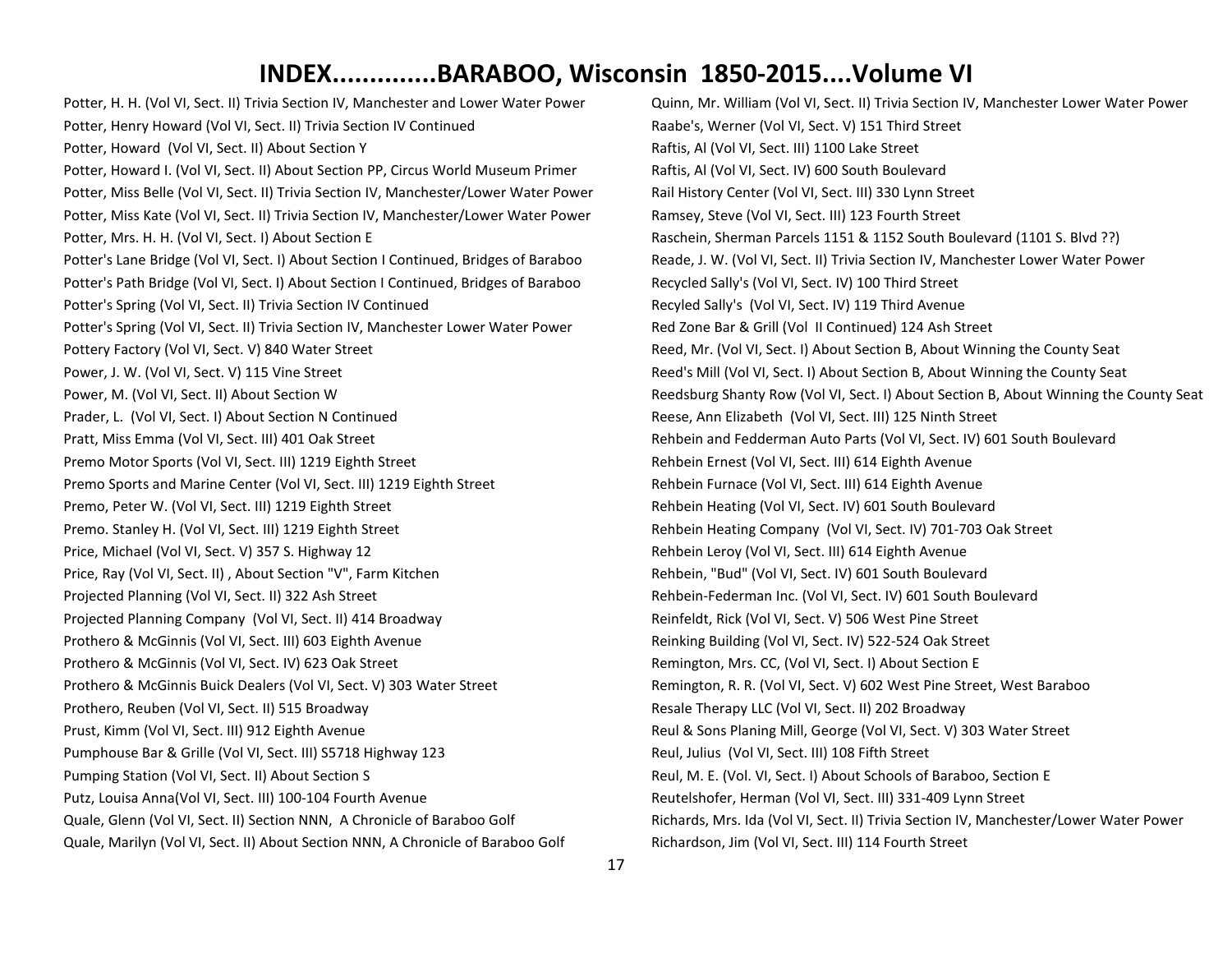# INDEX.............BARABOO, Wisconsin 1850-2015....Volume VI

Potter, H. H. (Vol VI, Sect. II) Trivia Section IV, Manchester and Lower Water Power
Potter, Henry Howard (Vol VI, Sect. II) Trivia Section IV Continued
Potter, Howard (Vol VI, Sect. II) About Section Y
Potter, Howard I. (Vol VI, Sect. II) About Section PP, Circus World Museum Primer
Potter, Miss Belle (Vol VI, Sect. II) Trivia Section IV, Manchester/Lower Water Power
Potter, Miss Kate (Vol VI, Sect. II) Trivia Section IV, Manchester/Lower Water Power
Potter, Mrs. H. H. (Vol VI, Sect. I) About Section E
Potter's Lane Bridge (Vol VI, Sect. I) About Section I Continued, Bridges of Baraboo
Potter's Path Bridge (Vol VI, Sect. I) About Section I Continued, Bridges of Baraboo
Potter's Spring (Vol VI, Sect. II) Trivia Section IV Continued
Potter's Spring (Vol VI, Sect. II) Trivia Section IV, Manchester Lower Water Power
Pottery Factory (Vol VI, Sect. V) 840 Water Street
Power, J. W. (Vol VI, Sect. V) 115 Vine Street
Power, M. (Vol VI, Sect. II) About Section W
Prader, L. (Vol VI, Sect. I) About Section N Continued
Pratt, Miss Emma (Vol VI, Sect. III) 401 Oak Street
Premo Motor Sports (Vol VI, Sect. III) 1219 Eighth Street
Premo Sports and Marine Center (Vol VI, Sect. III) 1219 Eighth Street
Premo, Peter W. (Vol VI, Sect. III) 1219 Eighth Street
Premo. Stanley H. (Vol VI, Sect. III) 1219 Eighth Street
Price, Michael (Vol VI, Sect. V) 357 S. Highway 12
Price, Ray (Vol VI, Sect. II) , About Section "V", Farm Kitchen
Projected Planning (Vol VI, Sect. II) 322 Ash Street
Projected Planning Company (Vol VI, Sect. II) 414 Broadway
Prothero & McGinnis (Vol VI, Sect. III) 603 Eighth Avenue
Prothero & McGinnis (Vol VI, Sect. IV) 623 Oak Street
Prothero & McGinnis Buick Dealers (Vol VI, Sect. V) 303 Water Street
Prothero, Reuben (Vol VI, Sect. II) 515 Broadway
Prust, Kimm (Vol VI, Sect. III) 912 Eighth Avenue
Pumphouse Bar & Grille (Vol VI, Sect. III) S5718 Highway 123
Pumping Station (Vol VI, Sect. II) About Section S
Putz, Louisa Anna(Vol VI, Sect. III) 100-104 Fourth Avenue
Quale, Glenn (Vol VI, Sect. II) Section NNN, A Chronicle of Baraboo Golf
Quale, Marilyn (Vol VI, Sect. II) About Section NNN, A Chronicle of Baraboo Golf
Quinn, Mr. William (Vol VI, Sect. II) Trivia Section IV, Manchester Lower Water Power
Raabe's, Werner (Vol VI, Sect. V) 151 Third Street
Raftis, Al (Vol VI, Sect. III) 1100 Lake Street
Raftis, Al (Vol VI, Sect. IV) 600 South Boulevard
Rail History Center (Vol VI, Sect. III) 330 Lynn Street
Ramsey, Steve (Vol VI, Sect. III) 123 Fourth Street
Raschein, Sherman Parcels 1151 & 1152 South Boulevard (1101 S. Blvd ??)
Reade, J. W. (Vol VI, Sect. II) Trivia Section IV, Manchester Lower Water Power
Recycled Sally's (Vol VI, Sect. IV) 100 Third Street
Recyled Sally's (Vol VI, Sect. IV) 119 Third Avenue
Red Zone Bar & Grill (Vol II Continued) 124 Ash Street
Reed, Mr. (Vol VI, Sect. I) About Section B, About Winning the County Seat
Reed's Mill (Vol VI, Sect. I) About Section B, About Winning the County Seat
Reedsburg Shanty Row (Vol VI, Sect. I) About Section B, About Winning the County Seat
Reese, Ann Elizabeth (Vol VI, Sect. III) 125 Ninth Street
Rehbein and Fedderman Auto Parts (Vol VI, Sect. IV) 601 South Boulevard
Rehbein Ernest (Vol VI, Sect. III) 614 Eighth Avenue
Rehbein Furnace (Vol VI, Sect. III) 614 Eighth Avenue
Rehbein Heating (Vol VI, Sect. IV) 601 South Boulevard
Rehbein Heating Company (Vol VI, Sect. IV) 701-703 Oak Street
Rehbein Leroy (Vol VI, Sect. III) 614 Eighth Avenue
Rehbein, "Bud" (Vol VI, Sect. IV) 601 South Boulevard
Rehbein-Federman Inc. (Vol VI, Sect. IV) 601 South Boulevard
Reinfeldt, Rick (Vol VI, Sect. V) 506 West Pine Street
Reinking Building (Vol VI, Sect. IV) 522-524 Oak Street
Remington, Mrs. CC, (Vol VI, Sect. I) About Section E
Remington, R. R. (Vol VI, Sect. V) 602 West Pine Street, West Baraboo
Resale Therapy LLC (Vol VI, Sect. II) 202 Broadway
Reul & Sons Planing Mill, George (Vol VI, Sect. V) 303 Water Street
Reul, Julius (Vol VI, Sect. III) 108 Fifth Street
Reul, M. E. (Vol. VI, Sect. I) About Schools of Baraboo, Section E
Reutelshofer, Herman (Vol VI, Sect. III) 331-409 Lynn Street
Richards, Mrs. Ida (Vol VI, Sect. II) Trivia Section IV, Manchester/Lower Water Power
Richardson, Jim (Vol VI, Sect. III) 114 Fourth Street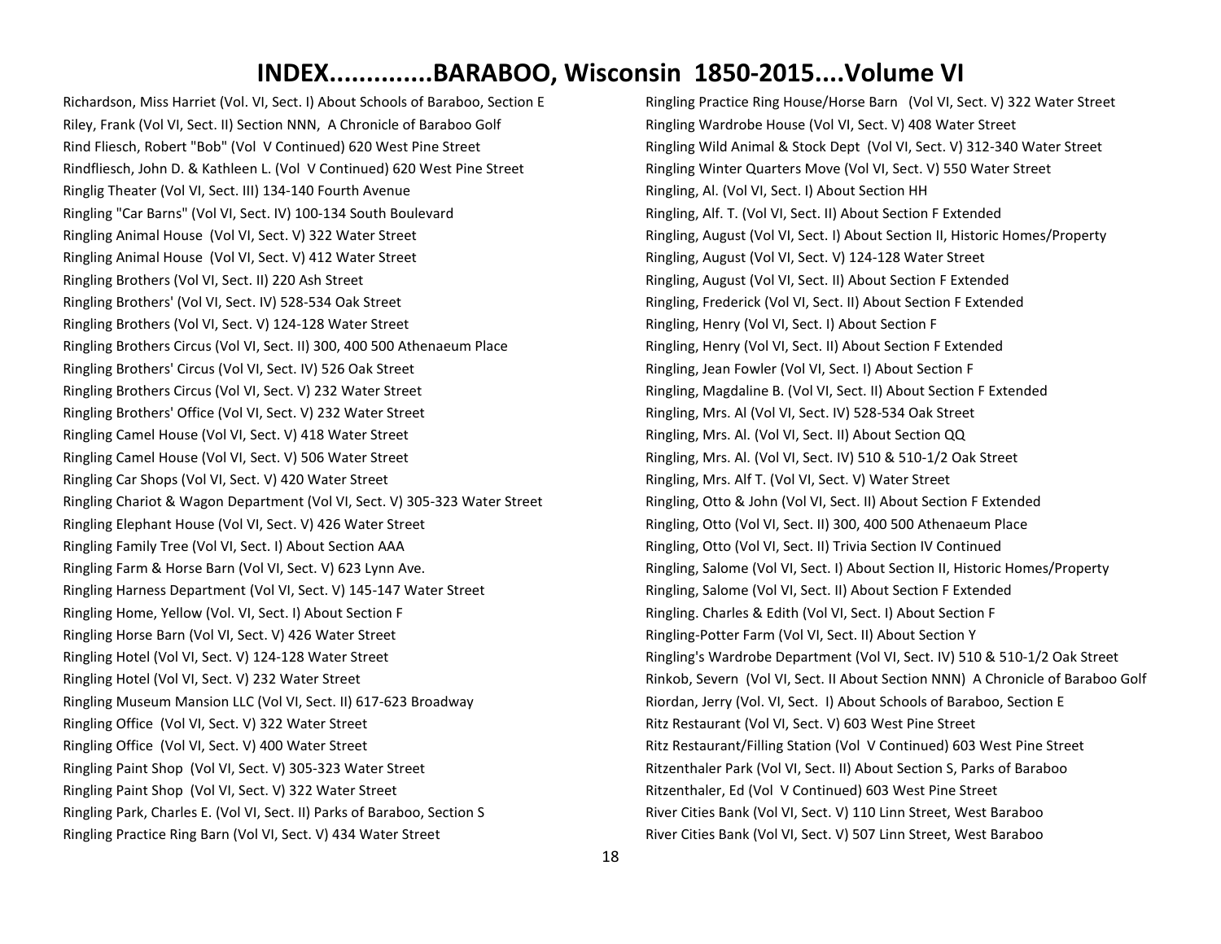# INDEX.............BARABOO, Wisconsin 1850-2015....Volume VI

Richardson, Miss Harriet (Vol. VI, Sect. I) About Schools of Baraboo, Section E
Riley, Frank (Vol VI, Sect. II) Section NNN, A Chronicle of Baraboo Golf
Rind Fliesch, Robert "Bob" (Vol V Continued) 620 West Pine Street
Rindfliesch, John D. & Kathleen L. (Vol V Continued) 620 West Pine Street
Ringlig Theater (Vol VI, Sect. III) 134-140 Fourth Avenue
Ringling "Car Barns" (Vol VI, Sect. IV) 100-134 South Boulevard
Ringling Animal House (Vol VI, Sect. V) 322 Water Street
Ringling Animal House (Vol VI, Sect. V) 412 Water Street
Ringling Brothers (Vol VI, Sect. II) 220 Ash Street
Ringling Brothers' (Vol VI, Sect. IV) 528-534 Oak Street
Ringling Brothers (Vol VI, Sect. V) 124-128 Water Street
Ringling Brothers Circus (Vol VI, Sect. II) 300, 400 500 Athenaeum Place
Ringling Brothers' Circus (Vol VI, Sect. IV) 526 Oak Street
Ringling Brothers Circus (Vol VI, Sect. V) 232 Water Street
Ringling Brothers' Office (Vol VI, Sect. V) 232 Water Street
Ringling Camel House (Vol VI, Sect. V) 418 Water Street
Ringling Camel House (Vol VI, Sect. V) 506 Water Street
Ringling Car Shops (Vol VI, Sect. V) 420 Water Street
Ringling Chariot & Wagon Department (Vol VI, Sect. V) 305-323 Water Street
Ringling Elephant House (Vol VI, Sect. V) 426 Water Street
Ringling Family Tree (Vol VI, Sect. I) About Section AAA
Ringling Farm & Horse Barn (Vol VI, Sect. V) 623 Lynn Ave.
Ringling Harness Department (Vol VI, Sect. V) 145-147 Water Street
Ringling Home, Yellow (Vol. VI, Sect. I) About Section F
Ringling Horse Barn (Vol VI, Sect. V) 426 Water Street
Ringling Hotel (Vol VI, Sect. V) 124-128 Water Street
Ringling Hotel (Vol VI, Sect. V) 232 Water Street
Ringling Museum Mansion LLC (Vol VI, Sect. II) 617-623 Broadway
Ringling Office (Vol VI, Sect. V) 322 Water Street
Ringling Office (Vol VI, Sect. V) 400 Water Street
Ringling Paint Shop (Vol VI, Sect. V) 305-323 Water Street
Ringling Paint Shop (Vol VI, Sect. V) 322 Water Street
Ringling Park, Charles E. (Vol VI, Sect. II) Parks of Baraboo, Section S
Ringling Practice Ring Barn (Vol VI, Sect. V) 434 Water Street
Ringling Practice Ring House/Horse Barn (Vol VI, Sect. V) 322 Water Street
Ringling Wardrobe House (Vol VI, Sect. V) 408 Water Street
Ringling Wild Animal & Stock Dept (Vol VI, Sect. V) 312-340 Water Street
Ringling Winter Quarters Move (Vol VI, Sect. V) 550 Water Street
Ringling, Al. (Vol VI, Sect. I) About Section HH
Ringling, Alf. T. (Vol VI, Sect. II) About Section F Extended
Ringling, August (Vol VI, Sect. I) About Section II, Historic Homes/Property
Ringling, August (Vol VI, Sect. V) 124-128 Water Street
Ringling, August (Vol VI, Sect. II) About Section F Extended
Ringling, Frederick (Vol VI, Sect. II) About Section F Extended
Ringling, Henry (Vol VI, Sect. I) About Section F
Ringling, Henry (Vol VI, Sect. II) About Section F Extended
Ringling, Jean Fowler (Vol VI, Sect. I) About Section F
Ringling, Magdaline B. (Vol VI, Sect. II) About Section F Extended
Ringling, Mrs. Al (Vol VI, Sect. IV) 528-534 Oak Street
Ringling, Mrs. Al. (Vol VI, Sect. II) About Section QQ
Ringling, Mrs. Al. (Vol VI, Sect. IV) 510 & 510-1/2 Oak Street
Ringling, Mrs. Alf T. (Vol VI, Sect. V) Water Street
Ringling, Otto & John (Vol VI, Sect. II) About Section F Extended
Ringling, Otto (Vol VI, Sect. II) 300, 400 500 Athenaeum Place
Ringling, Otto (Vol VI, Sect. II) Trivia Section IV Continued
Ringling, Salome (Vol VI, Sect. I) About Section II, Historic Homes/Property
Ringling, Salome (Vol VI, Sect. II) About Section F Extended
Ringling. Charles & Edith (Vol VI, Sect. I) About Section F
Ringling-Potter Farm (Vol VI, Sect. II) About Section Y
Ringling's Wardrobe Department (Vol VI, Sect. IV) 510 & 510-1/2 Oak Street
Rinkob, Severn (Vol VI, Sect. II About Section NNN) A Chronicle of Baraboo Golf
Riordan, Jerry (Vol. VI, Sect. I) About Schools of Baraboo, Section E
Ritz Restaurant (Vol VI, Sect. V) 603 West Pine Street
Ritz Restaurant/Filling Station (Vol V Continued) 603 West Pine Street
Ritzenthaler Park (Vol VI, Sect. II) About Section S, Parks of Baraboo
Ritzenthaler, Ed (Vol V Continued) 603 West Pine Street
River Cities Bank (Vol VI, Sect. V) 110 Linn Street, West Baraboo
River Cities Bank (Vol VI, Sect. V) 507 Linn Street, West Baraboo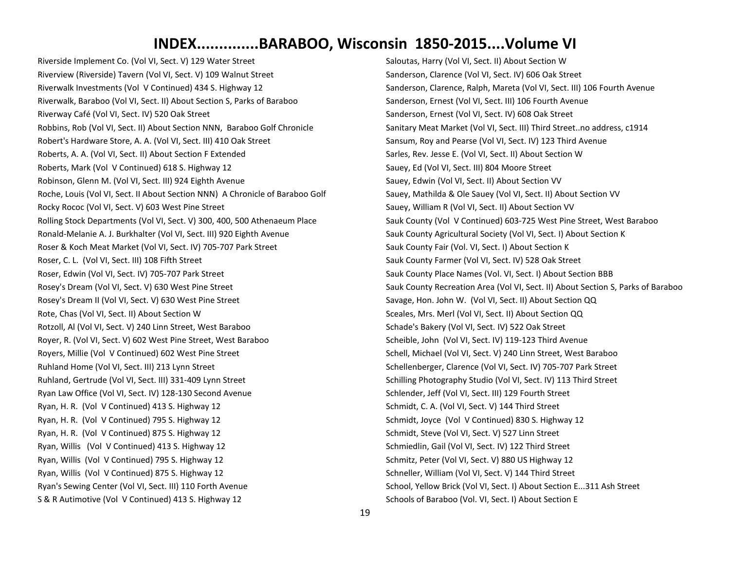# INDEX.............BARABOO, Wisconsin 1850-2015....Volume VI

Riverside Implement Co. (Vol VI, Sect. V) 129 Water Street
Riverview (Riverside) Tavern (Vol VI, Sect. V) 109 Walnut Street
Riverwalk Investments (Vol V Continued) 434 S. Highway 12
Riverwalk, Baraboo (Vol VI, Sect. II) About Section S, Parks of Baraboo
Riverway Café (Vol VI, Sect. IV) 520 Oak Street
Robbins, Rob (Vol VI, Sect. II) About Section NNN, Baraboo Golf Chronicle
Robert's Hardware Store, A. A. (Vol VI, Sect. III) 410 Oak Street
Roberts, A. A. (Vol VI, Sect. II) About Section F Extended
Roberts, Mark (Vol V Continued) 618 S. Highway 12
Robinson, Glenn M. (Vol VI, Sect. III) 924 Eighth Avenue
Roche, Louis (Vol VI, Sect. II About Section NNN) A Chronicle of Baraboo Golf
Rocky Rococ (Vol VI, Sect. V) 603 West Pine Street
Rolling Stock Departments (Vol VI, Sect. V) 300, 400, 500 Athenaeum Place
Ronald-Melanie A. J. Burkhalter (Vol VI, Sect. III) 920 Eighth Avenue
Roser & Koch Meat Market (Vol VI, Sect. IV) 705-707 Park Street
Roser, C. L. (Vol VI, Sect. III) 108 Fifth Street
Roser, Edwin (Vol VI, Sect. IV) 705-707 Park Street
Rosey's Dream (Vol VI, Sect. V) 630 West Pine Street
Rosey's Dream II (Vol VI, Sect. V) 630 West Pine Street
Rote, Chas (Vol VI, Sect. II) About Section W
Rotzoll, Al (Vol VI, Sect. V) 240 Linn Street, West Baraboo
Royer, R. (Vol VI, Sect. V) 602 West Pine Street, West Baraboo
Royers, Millie (Vol V Continued) 602 West Pine Street
Ruhland Home (Vol VI, Sect. III) 213 Lynn Street
Ruhland, Gertrude (Vol VI, Sect. III) 331-409 Lynn Street
Ryan Law Office (Vol VI, Sect. IV) 128-130 Second Avenue
Ryan, H. R. (Vol V Continued) 413 S. Highway 12
Ryan, H. R. (Vol V Continued) 795 S. Highway 12
Ryan, H. R. (Vol V Continued) 875 S. Highway 12
Ryan, Willis (Vol V Continued) 413 S. Highway 12
Ryan, Willis (Vol V Continued) 795 S. Highway 12
Ryan, Willis (Vol V Continued) 875 S. Highway 12
Ryan's Sewing Center (Vol VI, Sect. III) 110 Forth Avenue
S & R Autimotive (Vol V Continued) 413 S. Highway 12
Saloutas, Harry (Vol VI, Sect. II) About Section W
Sanderson, Clarence (Vol VI, Sect. IV) 606 Oak Street
Sanderson, Clarence, Ralph, Mareta (Vol VI, Sect. III) 106 Fourth Avenue
Sanderson, Ernest (Vol VI, Sect. III) 106 Fourth Avenue
Sanderson, Ernest (Vol VI, Sect. IV) 608 Oak Street
Sanitary Meat Market (Vol VI, Sect. III) Third Street..no address, c1914
Sansum, Roy and Pearse (Vol VI, Sect. IV) 123 Third Avenue
Sarles, Rev. Jesse E. (Vol VI, Sect. II) About Section W
Sauey, Ed (Vol VI, Sect. III) 804 Moore Street
Sauey, Edwin (Vol VI, Sect. II) About Section VV
Sauey, Mathilda & Ole Sauey (Vol VI, Sect. II) About Section VV
Sauey, William R (Vol VI, Sect. II) About Section VV
Sauk County (Vol V Continued) 603-725 West Pine Street, West Baraboo
Sauk County Agricultural Society (Vol VI, Sect. I) About Section K
Sauk County Fair (Vol. VI, Sect. I) About Section K
Sauk County Farmer (Vol VI, Sect. IV) 528 Oak Street
Sauk County Place Names (Vol. VI, Sect. I) About Section BBB
Sauk County Recreation Area (Vol VI, Sect. II) About Section S, Parks of Baraboo
Savage, Hon. John W. (Vol VI, Sect. II) About Section QQ
Sceales, Mrs. Merl (Vol VI, Sect. II) About Section QQ
Schade's Bakery (Vol VI, Sect. IV) 522 Oak Street
Scheible, John (Vol VI, Sect. IV) 119-123 Third Avenue
Schell, Michael (Vol VI, Sect. V) 240 Linn Street, West Baraboo
Schellenberger, Clarence (Vol VI, Sect. IV) 705-707 Park Street
Schilling Photography Studio (Vol VI, Sect. IV) 113 Third Street
Schlender, Jeff (Vol VI, Sect. III) 129 Fourth Street
Schmidt, C. A. (Vol VI, Sect. V) 144 Third Street
Schmidt, Joyce (Vol V Continued) 830 S. Highway 12
Schmidt, Steve (Vol VI, Sect. V) 527 Linn Street
Schmiedlin, Gail (Vol VI, Sect. IV) 122 Third Street
Schmitz, Peter (Vol VI, Sect. V) 880 US Highway 12
Schneller, William (Vol VI, Sect. V) 144 Third Street
School, Yellow Brick (Vol VI, Sect. I) About Section E...311 Ash Street
Schools of Baraboo (Vol. VI, Sect. I) About Section E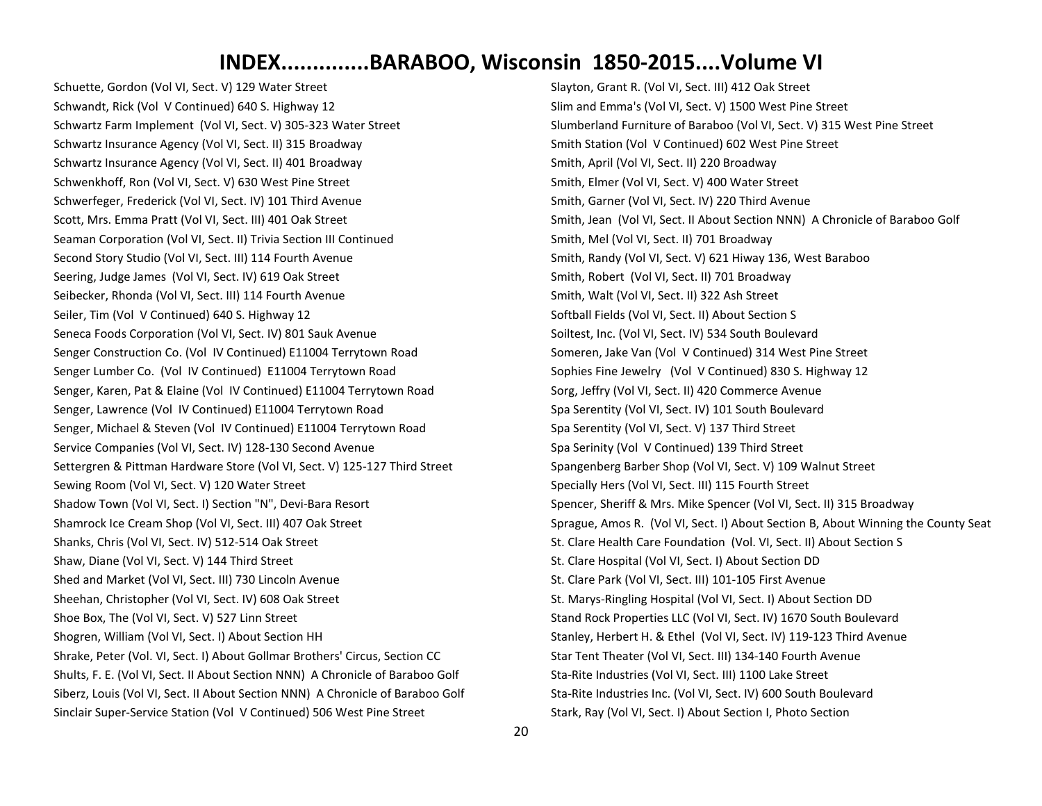# INDEX.............BARABOO, Wisconsin 1850-2015....Volume VI

Schuette, Gordon (Vol VI, Sect. V) 129 Water Street
Schwandt, Rick (Vol V Continued) 640 S. Highway 12
Schwartz Farm Implement (Vol VI, Sect. V) 305-323 Water Street
Schwartz Insurance Agency (Vol VI, Sect. II) 315 Broadway
Schwartz Insurance Agency (Vol VI, Sect. II) 401 Broadway
Schwenkhoff, Ron (Vol VI, Sect. V) 630 West Pine Street
Schwerfeger, Frederick (Vol VI, Sect. IV) 101 Third Avenue
Scott, Mrs. Emma Pratt (Vol VI, Sect. III) 401 Oak Street
Seaman Corporation (Vol VI, Sect. II) Trivia Section III Continued
Second Story Studio (Vol VI, Sect. III) 114 Fourth Avenue
Seering, Judge James (Vol VI, Sect. IV) 619 Oak Street
Seibecker, Rhonda (Vol VI, Sect. III) 114 Fourth Avenue
Seiler, Tim (Vol V Continued) 640 S. Highway 12
Seneca Foods Corporation (Vol VI, Sect. IV) 801 Sauk Avenue
Senger Construction Co. (Vol IV Continued) E11004 Terrytown Road
Senger Lumber Co. (Vol IV Continued) E11004 Terrytown Road
Senger, Karen, Pat & Elaine (Vol IV Continued) E11004 Terrytown Road
Senger, Lawrence (Vol IV Continued) E11004 Terrytown Road
Senger, Michael & Steven (Vol IV Continued) E11004 Terrytown Road
Service Companies (Vol VI, Sect. IV) 128-130 Second Avenue
Settergren & Pittman Hardware Store (Vol VI, Sect. V) 125-127 Third Street
Sewing Room (Vol VI, Sect. V) 120 Water Street
Shadow Town (Vol VI, Sect. I) Section "N", Devi-Bara Resort
Shamrock Ice Cream Shop (Vol VI, Sect. III) 407 Oak Street
Shanks, Chris (Vol VI, Sect. IV) 512-514 Oak Street
Shaw, Diane (Vol VI, Sect. V) 144 Third Street
Shed and Market (Vol VI, Sect. III) 730 Lincoln Avenue
Sheehan, Christopher (Vol VI, Sect. IV) 608 Oak Street
Shoe Box, The (Vol VI, Sect. V) 527 Linn Street
Shogren, William (Vol VI, Sect. I) About Section HH
Shrake, Peter (Vol. VI, Sect. I) About Gollmar Brothers' Circus, Section CC
Shults, F. E. (Vol VI, Sect. II About Section NNN) A Chronicle of Baraboo Golf
Siberz, Louis (Vol VI, Sect. II About Section NNN) A Chronicle of Baraboo Golf
Sinclair Super-Service Station (Vol V Continued) 506 West Pine Street
Slayton, Grant R. (Vol VI, Sect. III) 412 Oak Street
Slim and Emma's (Vol VI, Sect. V) 1500 West Pine Street
Slumberland Furniture of Baraboo (Vol VI, Sect. V) 315 West Pine Street
Smith Station (Vol V Continued) 602 West Pine Street
Smith, April (Vol VI, Sect. II) 220 Broadway
Smith, Elmer (Vol VI, Sect. V) 400 Water Street
Smith, Garner (Vol VI, Sect. IV) 220 Third Avenue
Smith, Jean (Vol VI, Sect. II About Section NNN) A Chronicle of Baraboo Golf
Smith, Mel (Vol VI, Sect. II) 701 Broadway
Smith, Randy (Vol VI, Sect. V) 621 Hiway 136, West Baraboo
Smith, Robert (Vol VI, Sect. II) 701 Broadway
Smith, Walt (Vol VI, Sect. II) 322 Ash Street
Softball Fields (Vol VI, Sect. II) About Section S
Soiltest, Inc. (Vol VI, Sect. IV) 534 South Boulevard
Someren, Jake Van (Vol V Continued) 314 West Pine Street
Sophies Fine Jewelry (Vol V Continued) 830 S. Highway 12
Sorg, Jeffry (Vol VI, Sect. II) 420 Commerce Avenue
Spa Serentity (Vol VI, Sect. IV) 101 South Boulevard
Spa Serentity (Vol VI, Sect. V) 137 Third Street
Spa Serinity (Vol V Continued) 139 Third Street
Spangenberg Barber Shop (Vol VI, Sect. V) 109 Walnut Street
Specially Hers (Vol VI, Sect. III) 115 Fourth Street
Spencer, Sheriff & Mrs. Mike Spencer (Vol VI, Sect. II) 315 Broadway
Sprague, Amos R. (Vol VI, Sect. I) About Section B, About Winning the County Seat
St. Clare Health Care Foundation (Vol. VI, Sect. II) About Section S
St. Clare Hospital (Vol VI, Sect. I) About Section DD
St. Clare Park (Vol VI, Sect. III) 101-105 First Avenue
St. Marys-Ringling Hospital (Vol VI, Sect. I) About Section DD
Stand Rock Properties LLC (Vol VI, Sect. IV) 1670 South Boulevard
Stanley, Herbert H. & Ethel (Vol VI, Sect. IV) 119-123 Third Avenue
Star Tent Theater (Vol VI, Sect. III) 134-140 Fourth Avenue
Sta-Rite Industries (Vol VI, Sect. III) 1100 Lake Street
Sta-Rite Industries Inc. (Vol VI, Sect. IV) 600 South Boulevard
Stark, Ray (Vol VI, Sect. I) About Section I, Photo Section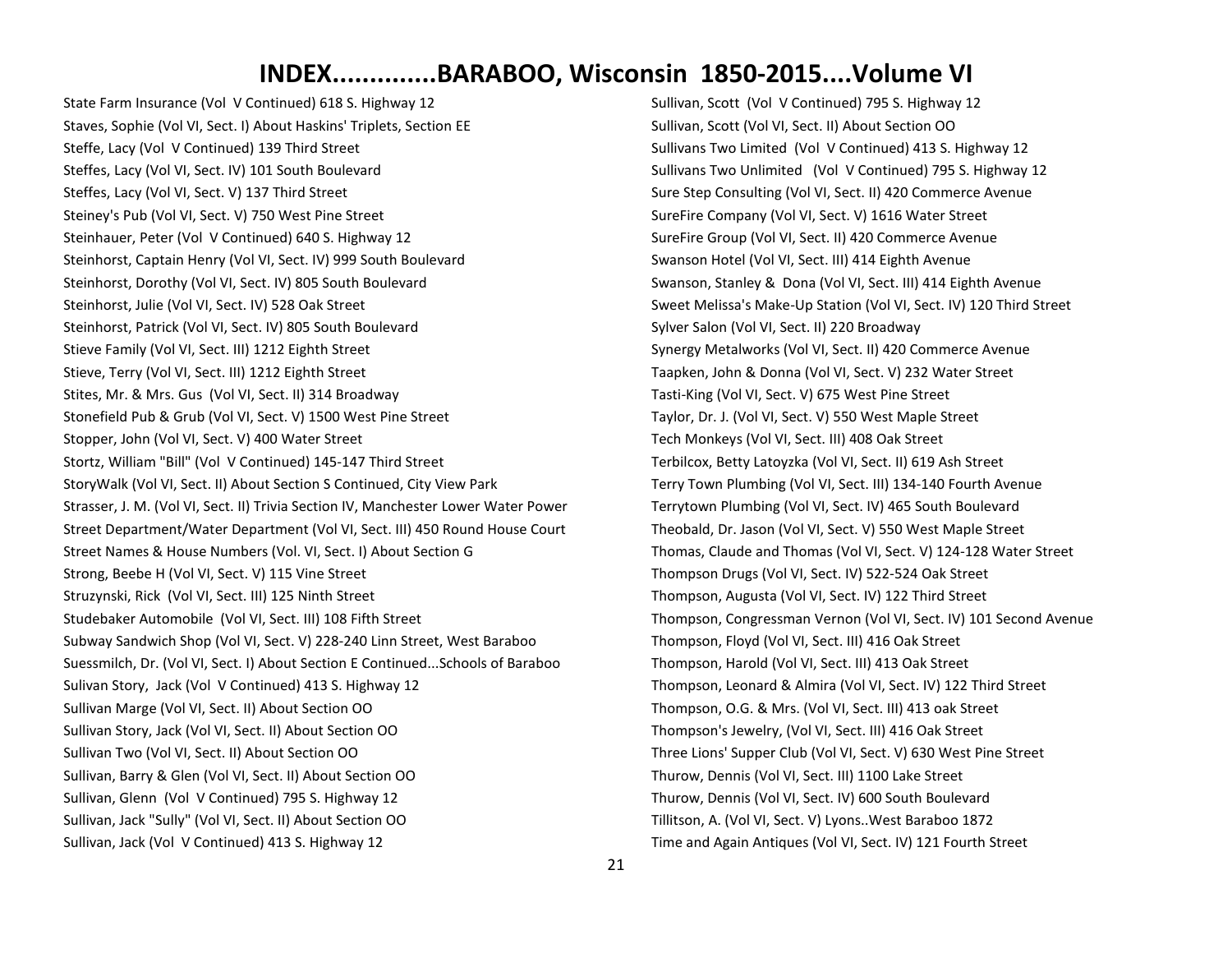# INDEX.............BARABOO, Wisconsin 1850-2015....Volume VI

State Farm Insurance (Vol V Continued) 618 S. Highway 12
Staves, Sophie (Vol VI, Sect. I) About Haskins' Triplets, Section EE
Steffe, Lacy (Vol V Continued) 139 Third Street
Steffes, Lacy (Vol VI, Sect. IV) 101 South Boulevard
Steffes, Lacy (Vol VI, Sect. V) 137 Third Street
Steiney's Pub (Vol VI, Sect. V) 750 West Pine Street
Steinhauer, Peter (Vol V Continued) 640 S. Highway 12
Steinhorst, Captain Henry (Vol VI, Sect. IV) 999 South Boulevard
Steinhorst, Dorothy (Vol VI, Sect. IV) 805 South Boulevard
Steinhorst, Julie (Vol VI, Sect. IV) 528 Oak Street
Steinhorst, Patrick (Vol VI, Sect. IV) 805 South Boulevard
Stieve Family (Vol VI, Sect. III) 1212 Eighth Street
Stieve, Terry (Vol VI, Sect. III) 1212 Eighth Street
Stites, Mr. & Mrs. Gus (Vol VI, Sect. II) 314 Broadway
Stonefield Pub & Grub (Vol VI, Sect. V) 1500 West Pine Street
Stopper, John (Vol VI, Sect. V) 400 Water Street
Stortz, William "Bill" (Vol V Continued) 145-147 Third Street
StoryWalk (Vol VI, Sect. II) About Section S Continued, City View Park
Strasser, J. M. (Vol VI, Sect. II) Trivia Section IV, Manchester Lower Water Power
Street Department/Water Department (Vol VI, Sect. III) 450 Round House Court
Street Names & House Numbers (Vol. VI, Sect. I) About Section G
Strong, Beebe H (Vol VI, Sect. V) 115 Vine Street
Struzynski, Rick (Vol VI, Sect. III) 125 Ninth Street
Studebaker Automobile (Vol VI, Sect. III) 108 Fifth Street
Subway Sandwich Shop (Vol VI, Sect. V) 228-240 Linn Street, West Baraboo
Suessmilch, Dr. (Vol VI, Sect. I) About Section E Continued...Schools of Baraboo
Sulivan Story, Jack (Vol V Continued) 413 S. Highway 12
Sullivan Marge (Vol VI, Sect. II) About Section OO
Sullivan Story, Jack (Vol VI, Sect. II) About Section OO
Sullivan Two (Vol VI, Sect. II) About Section OO
Sullivan, Barry & Glen (Vol VI, Sect. II) About Section OO
Sullivan, Glenn (Vol V Continued) 795 S. Highway 12
Sullivan, Jack "Sully" (Vol VI, Sect. II) About Section OO
Sullivan, Jack (Vol V Continued) 413 S. Highway 12
Sullivan, Scott (Vol V Continued) 795 S. Highway 12
Sullivan, Scott (Vol VI, Sect. II) About Section OO
Sullivans Two Limited (Vol V Continued) 413 S. Highway 12
Sullivans Two Unlimited (Vol V Continued) 795 S. Highway 12
Sure Step Consulting (Vol VI, Sect. II) 420 Commerce Avenue
SureFire Company (Vol VI, Sect. V) 1616 Water Street
SureFire Group (Vol VI, Sect. II) 420 Commerce Avenue
Swanson Hotel (Vol VI, Sect. III) 414 Eighth Avenue
Swanson, Stanley & Dona (Vol VI, Sect. III) 414 Eighth Avenue
Sweet Melissa's Make-Up Station (Vol VI, Sect. IV) 120 Third Street
Sylver Salon (Vol VI, Sect. II) 220 Broadway
Synergy Metalworks (Vol VI, Sect. II) 420 Commerce Avenue
Taapken, John & Donna (Vol VI, Sect. V) 232 Water Street
Tasti-King (Vol VI, Sect. V) 675 West Pine Street
Taylor, Dr. J. (Vol VI, Sect. V) 550 West Maple Street
Tech Monkeys (Vol VI, Sect. III) 408 Oak Street
Terbilcox, Betty Latoyzka (Vol VI, Sect. II) 619 Ash Street
Terry Town Plumbing (Vol VI, Sect. III) 134-140 Fourth Avenue
Terrytown Plumbing (Vol VI, Sect. IV) 465 South Boulevard
Theobald, Dr. Jason (Vol VI, Sect. V) 550 West Maple Street
Thomas, Claude and Thomas (Vol VI, Sect. V) 124-128 Water Street
Thompson Drugs (Vol VI, Sect. IV) 522-524 Oak Street
Thompson, Augusta (Vol VI, Sect. IV) 122 Third Street
Thompson, Congressman Vernon (Vol VI, Sect. IV) 101 Second Avenue
Thompson, Floyd (Vol VI, Sect. III) 416 Oak Street
Thompson, Harold (Vol VI, Sect. III) 413 Oak Street
Thompson, Leonard & Almira (Vol VI, Sect. IV) 122 Third Street
Thompson, O.G. & Mrs. (Vol VI, Sect. III) 413 oak Street
Thompson's Jewelry, (Vol VI, Sect. III) 416 Oak Street
Three Lions' Supper Club (Vol VI, Sect. V) 630 West Pine Street
Thurow, Dennis (Vol VI, Sect. III) 1100 Lake Street
Thurow, Dennis (Vol VI, Sect. IV) 600 South Boulevard
Tillitson, A. (Vol VI, Sect. V) Lyons..West Baraboo 1872
Time and Again Antiques (Vol VI, Sect. IV) 121 Fourth Street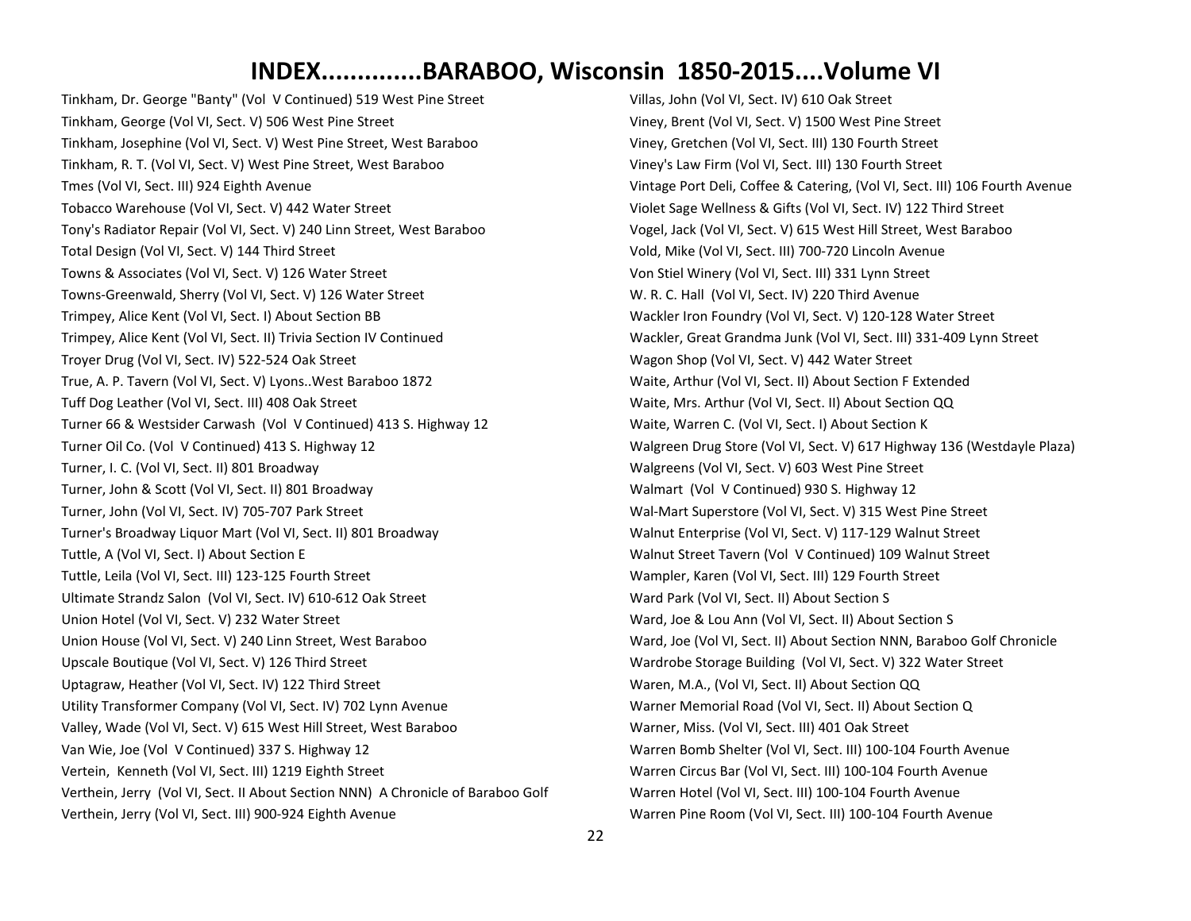# INDEX.............BARABOO, Wisconsin 1850-2015....Volume VI

Tinkham, Dr. George "Banty" (Vol V Continued) 519 West Pine Street
Tinkham, George (Vol VI, Sect. V) 506 West Pine Street
Tinkham, Josephine (Vol VI, Sect. V) West Pine Street, West Baraboo
Tinkham, R. T. (Vol VI, Sect. V) West Pine Street, West Baraboo
Tmes (Vol VI, Sect. III) 924 Eighth Avenue
Tobacco Warehouse (Vol VI, Sect. V) 442 Water Street
Tony's Radiator Repair (Vol VI, Sect. V) 240 Linn Street, West Baraboo
Total Design (Vol VI, Sect. V) 144 Third Street
Towns & Associates (Vol VI, Sect. V) 126 Water Street
Towns-Greenwald, Sherry (Vol VI, Sect. V) 126 Water Street
Trimpey, Alice Kent (Vol VI, Sect. I) About Section BB
Trimpey, Alice Kent (Vol VI, Sect. II) Trivia Section IV Continued
Troyer Drug (Vol VI, Sect. IV) 522-524 Oak Street
True, A. P. Tavern (Vol VI, Sect. V) Lyons..West Baraboo 1872
Tuff Dog Leather (Vol VI, Sect. III) 408 Oak Street
Turner 66 & Westsider Carwash (Vol V Continued) 413 S. Highway 12
Turner Oil Co. (Vol V Continued) 413 S. Highway 12
Turner, I. C. (Vol VI, Sect. II) 801 Broadway
Turner, John & Scott (Vol VI, Sect. II) 801 Broadway
Turner, John (Vol VI, Sect. IV) 705-707 Park Street
Turner's Broadway Liquor Mart (Vol VI, Sect. II) 801 Broadway
Tuttle, A (Vol VI, Sect. I) About Section E
Tuttle, Leila (Vol VI, Sect. III) 123-125 Fourth Street
Ultimate Strandz Salon (Vol VI, Sect. IV) 610-612 Oak Street
Union Hotel (Vol VI, Sect. V) 232 Water Street
Union House (Vol VI, Sect. V) 240 Linn Street, West Baraboo
Upscale Boutique (Vol VI, Sect. V) 126 Third Street
Uptagraw, Heather (Vol VI, Sect. IV) 122 Third Street
Utility Transformer Company (Vol VI, Sect. IV) 702 Lynn Avenue
Valley, Wade (Vol VI, Sect. V) 615 West Hill Street, West Baraboo
Van Wie, Joe (Vol V Continued) 337 S. Highway 12
Vertein, Kenneth (Vol VI, Sect. III) 1219 Eighth Street
Verthein, Jerry (Vol VI, Sect. II About Section NNN) A Chronicle of Baraboo Golf
Verthein, Jerry (Vol VI, Sect. III) 900-924 Eighth Avenue
Villas, John (Vol VI, Sect. IV) 610 Oak Street
Viney, Brent (Vol VI, Sect. V) 1500 West Pine Street
Viney, Gretchen (Vol VI, Sect. III) 130 Fourth Street
Viney's Law Firm (Vol VI, Sect. III) 130 Fourth Street
Vintage Port Deli, Coffee & Catering, (Vol VI, Sect. III) 106 Fourth Avenue
Violet Sage Wellness & Gifts (Vol VI, Sect. IV) 122 Third Street
Vogel, Jack (Vol VI, Sect. V) 615 West Hill Street, West Baraboo
Vold, Mike (Vol VI, Sect. III) 700-720 Lincoln Avenue
Von Stiel Winery (Vol VI, Sect. III) 331 Lynn Street
W. R. C. Hall (Vol VI, Sect. IV) 220 Third Avenue
Wackler Iron Foundry (Vol VI, Sect. V) 120-128 Water Street
Wackler, Great Grandma Junk (Vol VI, Sect. III) 331-409 Lynn Street
Wagon Shop (Vol VI, Sect. V) 442 Water Street
Waite, Arthur (Vol VI, Sect. II) About Section F Extended
Waite, Mrs. Arthur (Vol VI, Sect. II) About Section QQ
Waite, Warren C. (Vol VI, Sect. I) About Section K
Walgreen Drug Store (Vol VI, Sect. V) 617 Highway 136 (Westdayle Plaza)
Walgreens (Vol VI, Sect. V) 603 West Pine Street
Walmart (Vol V Continued) 930 S. Highway 12
Wal-Mart Superstore (Vol VI, Sect. V) 315 West Pine Street
Walnut Enterprise (Vol VI, Sect. V) 117-129 Walnut Street
Walnut Street Tavern (Vol V Continued) 109 Walnut Street
Wampler, Karen (Vol VI, Sect. III) 129 Fourth Street
Ward Park (Vol VI, Sect. II) About Section S
Ward, Joe & Lou Ann (Vol VI, Sect. II) About Section S
Ward, Joe (Vol VI, Sect. II) About Section NNN, Baraboo Golf Chronicle
Wardrobe Storage Building (Vol VI, Sect. V) 322 Water Street
Waren, M.A., (Vol VI, Sect. II) About Section QQ
Warner Memorial Road (Vol VI, Sect. II) About Section Q
Warner, Miss. (Vol VI, Sect. III) 401 Oak Street
Warren Bomb Shelter (Vol VI, Sect. III) 100-104 Fourth Avenue
Warren Circus Bar (Vol VI, Sect. III) 100-104 Fourth Avenue
Warren Hotel (Vol VI, Sect. III) 100-104 Fourth Avenue
Warren Pine Room (Vol VI, Sect. III) 100-104 Fourth Avenue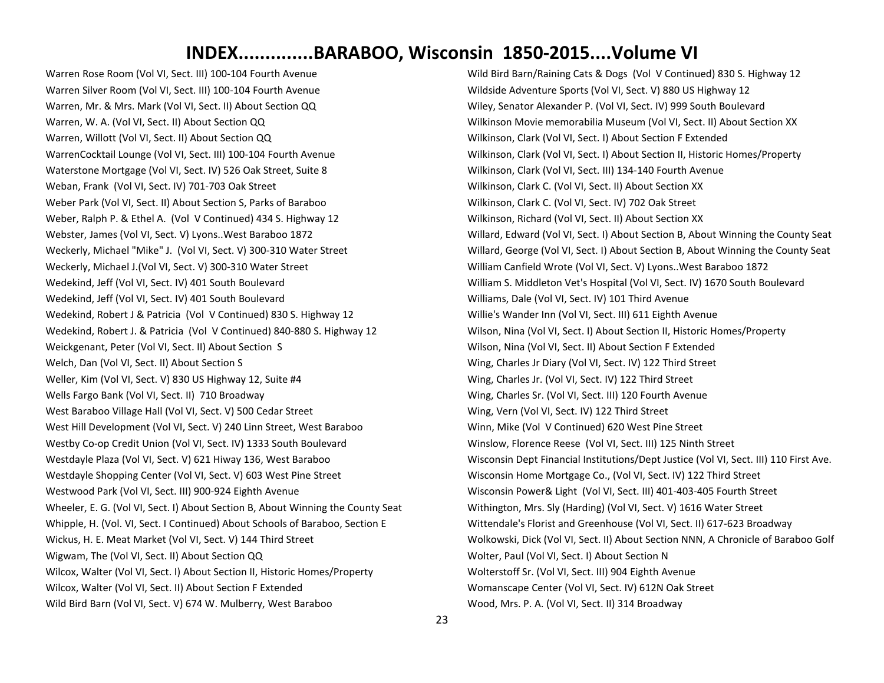# INDEX.............BARABOO, Wisconsin 1850-2015....Volume VI

Warren Rose Room (Vol VI, Sect. III) 100-104 Fourth Avenue
Warren Silver Room (Vol VI, Sect. III) 100-104 Fourth Avenue
Warren, Mr. & Mrs. Mark (Vol VI, Sect. II) About Section QQ
Warren, W. A. (Vol VI, Sect. II) About Section QQ
Warren, Willott (Vol VI, Sect. II) About Section QQ
WarrenCocktail Lounge (Vol VI, Sect. III) 100-104 Fourth Avenue
Waterstone Mortgage (Vol VI, Sect. IV) 526 Oak Street, Suite 8
Weban, Frank (Vol VI, Sect. IV) 701-703 Oak Street
Weber Park (Vol VI, Sect. II) About Section S, Parks of Baraboo
Weber, Ralph P. & Ethel A. (Vol V Continued) 434 S. Highway 12
Webster, James (Vol VI, Sect. V) Lyons..West Baraboo 1872
Weckerly, Michael "Mike" J. (Vol VI, Sect. V) 300-310 Water Street
Weckerly, Michael J.(Vol VI, Sect. V) 300-310 Water Street
Wedekind, Jeff (Vol VI, Sect. IV) 401 South Boulevard
Wedekind, Jeff (Vol VI, Sect. IV) 401 South Boulevard
Wedekind, Robert J & Patricia (Vol V Continued) 830 S. Highway 12
Wedekind, Robert J. & Patricia (Vol V Continued) 840-880 S. Highway 12
Weickgenant, Peter (Vol VI, Sect. II) About Section S
Welch, Dan (Vol VI, Sect. II) About Section S
Weller, Kim (Vol VI, Sect. V) 830 US Highway 12, Suite #4
Wells Fargo Bank (Vol VI, Sect. II) 710 Broadway
West Baraboo Village Hall (Vol VI, Sect. V) 500 Cedar Street
West Hill Development (Vol VI, Sect. V) 240 Linn Street, West Baraboo
Westby Co-op Credit Union (Vol VI, Sect. IV) 1333 South Boulevard
Westdayle Plaza (Vol VI, Sect. V) 621 Hiway 136, West Baraboo
Westdayle Shopping Center (Vol VI, Sect. V) 603 West Pine Street
Westwood Park (Vol VI, Sect. III) 900-924 Eighth Avenue
Wheeler, E. G. (Vol VI, Sect. I) About Section B, About Winning the County Seat
Whipple, H. (Vol. VI, Sect. I Continued) About Schools of Baraboo, Section E
Wickus, H. E. Meat Market (Vol VI, Sect. V) 144 Third Street
Wigwam, The (Vol VI, Sect. II) About Section QQ
Wilcox, Walter (Vol VI, Sect. I) About Section II, Historic Homes/Property
Wilcox, Walter (Vol VI, Sect. II) About Section F Extended
Wild Bird Barn (Vol VI, Sect. V) 674 W. Mulberry, West Baraboo
Wild Bird Barn/Raining Cats & Dogs (Vol V Continued) 830 S. Highway 12
Wildside Adventure Sports (Vol VI, Sect. V) 880 US Highway 12
Wiley, Senator Alexander P. (Vol VI, Sect. IV) 999 South Boulevard
Wilkinson Movie memorabilia Museum (Vol VI, Sect. II) About Section XX
Wilkinson, Clark (Vol VI, Sect. I) About Section F Extended
Wilkinson, Clark (Vol VI, Sect. I) About Section II, Historic Homes/Property
Wilkinson, Clark (Vol VI, Sect. III) 134-140 Fourth Avenue
Wilkinson, Clark C. (Vol VI, Sect. II) About Section XX
Wilkinson, Clark C. (Vol VI, Sect. IV) 702 Oak Street
Wilkinson, Richard (Vol VI, Sect. II) About Section XX
Willard, Edward (Vol VI, Sect. I) About Section B, About Winning the County Seat
Willard, George (Vol VI, Sect. I) About Section B, About Winning the County Seat
William Canfield Wrote (Vol VI, Sect. V) Lyons..West Baraboo 1872
William S. Middleton Vet's Hospital (Vol VI, Sect. IV) 1670 South Boulevard
Williams, Dale (Vol VI, Sect. IV) 101 Third Avenue
Willie's Wander Inn (Vol VI, Sect. III) 611 Eighth Avenue
Wilson, Nina (Vol VI, Sect. I) About Section II, Historic Homes/Property
Wilson, Nina (Vol VI, Sect. II) About Section F Extended
Wing, Charles Jr Diary (Vol VI, Sect. IV) 122 Third Street
Wing, Charles Jr. (Vol VI, Sect. IV) 122 Third Street
Wing, Charles Sr. (Vol VI, Sect. III) 120 Fourth Avenue
Wing, Vern (Vol VI, Sect. IV) 122 Third Street
Winn, Mike (Vol V Continued) 620 West Pine Street
Winslow, Florence Reese (Vol VI, Sect. III) 125 Ninth Street
Wisconsin Dept Financial Institutions/Dept Justice (Vol VI, Sect. III) 110 First Ave.
Wisconsin Home Mortgage Co., (Vol VI, Sect. IV) 122 Third Street
Wisconsin Power& Light (Vol VI, Sect. III) 401-403-405 Fourth Street
Withington, Mrs. Sly (Harding) (Vol VI, Sect. V) 1616 Water Street
Wittendale's Florist and Greenhouse (Vol VI, Sect. II) 617-623 Broadway
Wolkowski, Dick (Vol VI, Sect. II) About Section NNN, A Chronicle of Baraboo Golf
Wolter, Paul (Vol VI, Sect. I) About Section N
Wolterstoff Sr. (Vol VI, Sect. III) 904 Eighth Avenue
Womanscape Center (Vol VI, Sect. IV) 612N Oak Street
Wood, Mrs. P. A. (Vol VI, Sect. II) 314 Broadway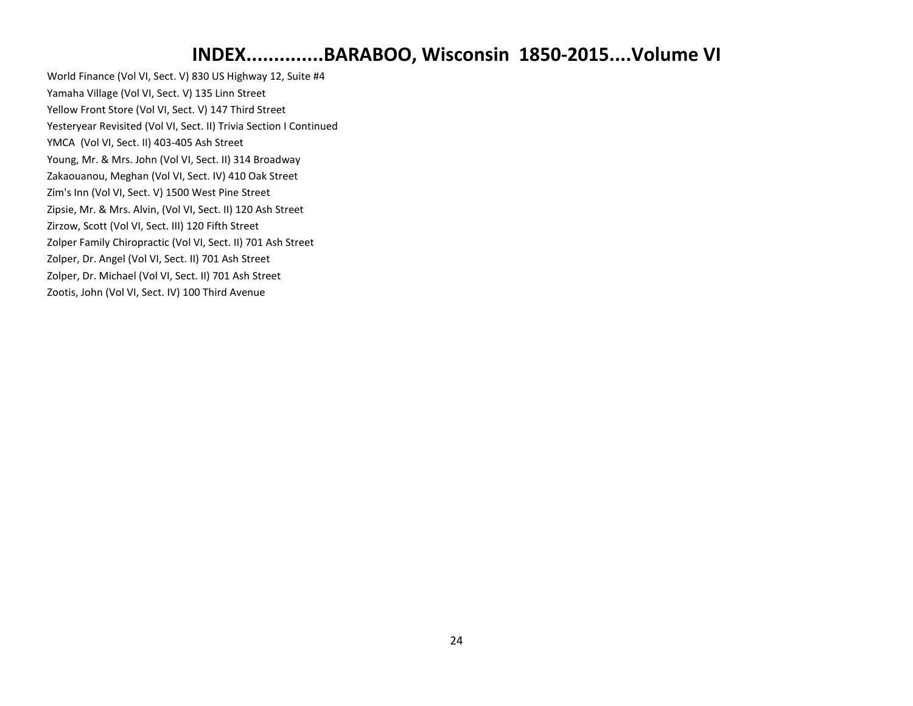# INDEX.............BARABOO, Wisconsin 1850-2015....Volume VI

World Finance (Vol VI, Sect. V) 830 US Highway 12, Suite #4

Yamaha Village (Vol VI, Sect. V) 135 Linn Street

Yellow Front Store (Vol VI, Sect. V) 147 Third Street

Yesteryear Revisited (Vol VI, Sect. II) Trivia Section I Continued

YMCA (Vol VI, Sect. II) 403-405 Ash Street

Young, Mr. & Mrs. John (Vol VI, Sect. II) 314 Broadway

Zakaouanou, Meghan (Vol VI, Sect. IV) 410 Oak Street

Zim's Inn (Vol VI, Sect. V) 1500 West Pine Street

Zipsie, Mr. & Mrs. Alvin, (Vol VI, Sect. II) 120 Ash Street

Zirzow, Scott (Vol VI, Sect. III) 120 Fifth Street

Zolper Family Chiropractic (Vol VI, Sect. II) 701 Ash Street

Zolper, Dr. Angel (Vol VI, Sect. II) 701 Ash Street

Zolper, Dr. Michael (Vol VI, Sect. II) 701 Ash Street

Zootis, John (Vol VI, Sect. IV) 100 Third Avenue